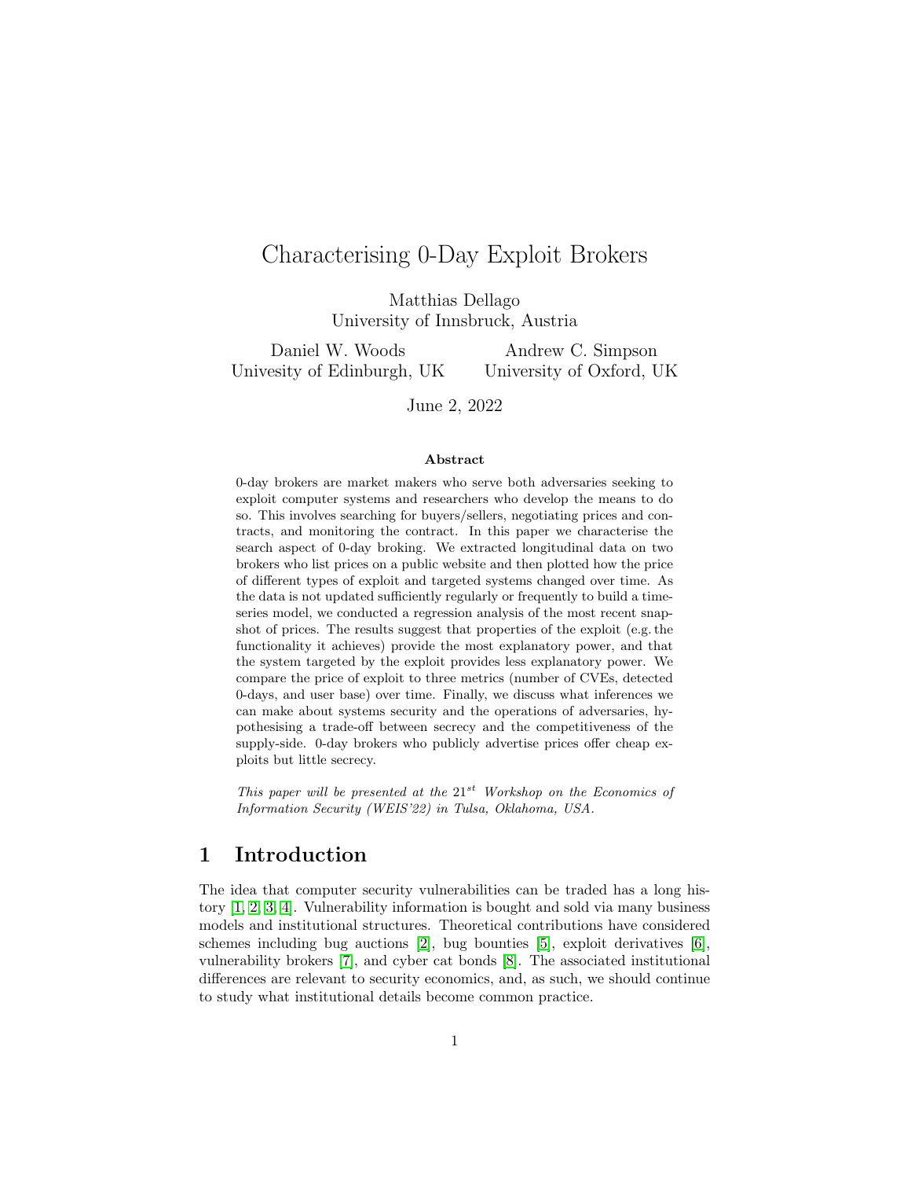# Characterising 0-Day Exploit Brokers

Matthias Dellago
University of Innsbruck, Austria

Daniel W. Woods
Univesity of Edinburgh, UK

Andrew C. Simpson
University of Oxford, UK

June 2, 2022

### Abstract

0-day brokers are market makers who serve both adversaries seeking to exploit computer systems and researchers who develop the means to do so. This involves searching for buyers/sellers, negotiating prices and contracts, and monitoring the contract. In this paper we characterise the search aspect of 0-day broking. We extracted longitudinal data on two brokers who list prices on a public website and then plotted how the price of different types of exploit and targeted systems changed over time. As the data is not updated sufficiently regularly or frequently to build a time-series model, we conducted a regression analysis of the most recent snapshot of prices. The results suggest that properties of the exploit (e.g. the functionality it achieves) provide the most explanatory power, and that the system targeted by the exploit provides less explanatory power. We compare the price of exploit to three metrics (number of CVEs, detected 0-days, and user base) over time. Finally, we discuss what inferences we can make about systems security and the operations of adversaries, hypothesising a trade-off between secrecy and the competitiveness of the supply-side. 0-day brokers who publicly advertise prices offer cheap exploits but little secrecy.

*This paper will be presented at the 21^st Workshop on the Economics of Information Security (WEIS'22) in Tulsa, Oklahoma, USA.*

## 1 Introduction

The idea that computer security vulnerabilities can be traded has a long history [1, 2, 3, 4]. Vulnerability information is bought and sold via many business models and institutional structures. Theoretical contributions have considered schemes including bug auctions [2], bug bounties [5], exploit derivatives [6], vulnerability brokers [7], and cyber cat bonds [8]. The associated institutional differences are relevant to security economics, and, as such, we should continue to study what institutional details become common practice.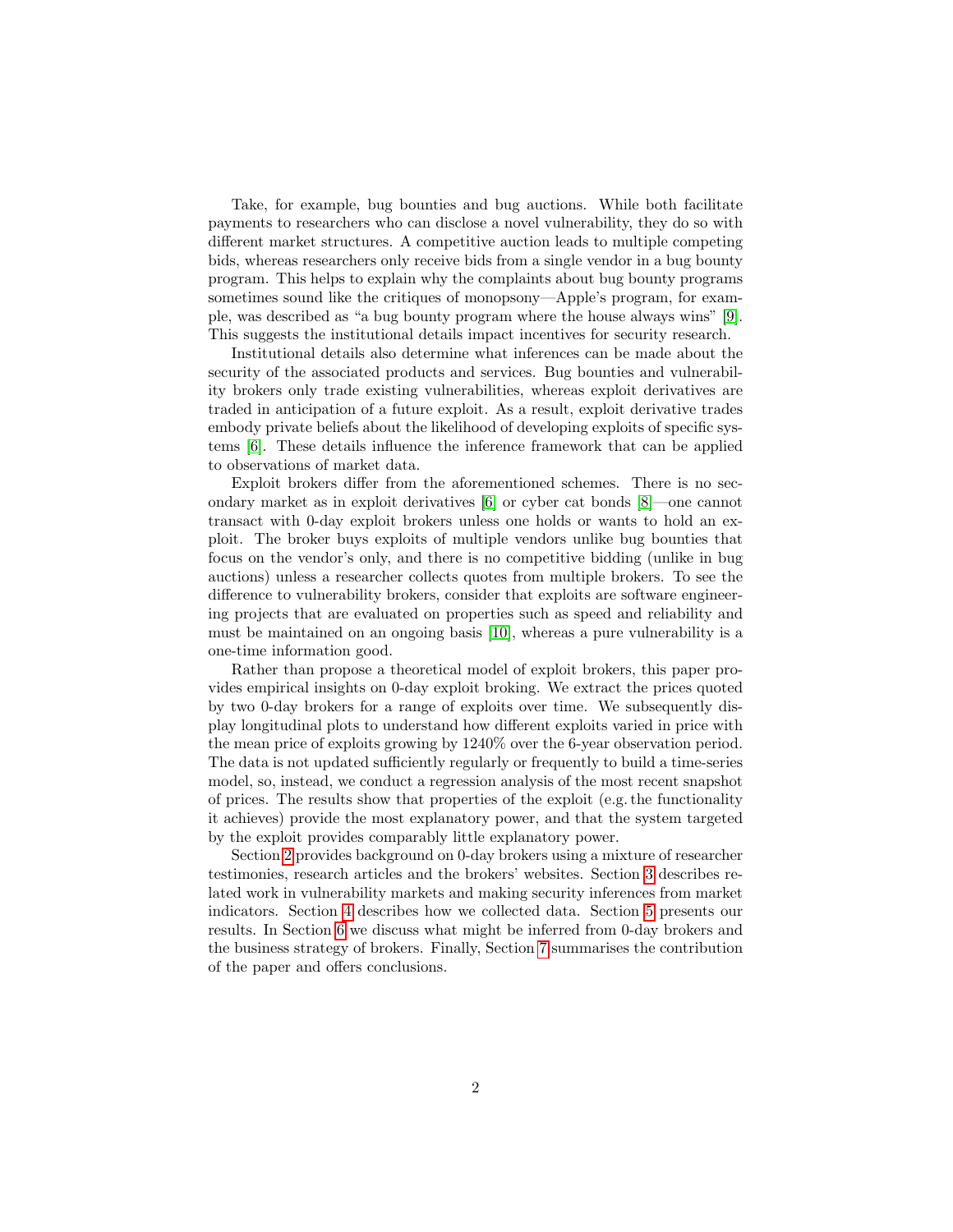Take, for example, bug bounties and bug auctions. While both facilitate payments to researchers who can disclose a novel vulnerability, they do so with different market structures. A competitive auction leads to multiple competing bids, whereas researchers only receive bids from a single vendor in a bug bounty program. This helps to explain why the complaints about bug bounty programs sometimes sound like the critiques of monopsony—Apple's program, for example, was described as "a bug bounty program where the house always wins" [9]. This suggests the institutional details impact incentives for security research.

Institutional details also determine what inferences can be made about the security of the associated products and services. Bug bounties and vulnerability brokers only trade existing vulnerabilities, whereas exploit derivatives are traded in anticipation of a future exploit. As a result, exploit derivative trades embody private beliefs about the likelihood of developing exploits of specific systems [6]. These details influence the inference framework that can be applied to observations of market data.

Exploit brokers differ from the aforementioned schemes. There is no secondary market as in exploit derivatives [6] or cyber cat bonds [8]—one cannot transact with 0-day exploit brokers unless one holds or wants to hold an exploit. The broker buys exploits of multiple vendors unlike bug bounties that focus on the vendor's only, and there is no competitive bidding (unlike in bug auctions) unless a researcher collects quotes from multiple brokers. To see the difference to vulnerability brokers, consider that exploits are software engineering projects that are evaluated on properties such as speed and reliability and must be maintained on an ongoing basis [10], whereas a pure vulnerability is a one-time information good.

Rather than propose a theoretical model of exploit brokers, this paper provides empirical insights on 0-day exploit broking. We extract the prices quoted by two 0-day brokers for a range of exploits over time. We subsequently display longitudinal plots to understand how different exploits varied in price with the mean price of exploits growing by 1240% over the 6-year observation period. The data is not updated sufficiently regularly or frequently to build a time-series model, so, instead, we conduct a regression analysis of the most recent snapshot of prices. The results show that properties of the exploit (e.g. the functionality it achieves) provide the most explanatory power, and that the system targeted by the exploit provides comparably little explanatory power.

Section 2 provides background on 0-day brokers using a mixture of researcher testimonies, research articles and the brokers' websites. Section 3 describes related work in vulnerability markets and making security inferences from market indicators. Section 4 describes how we collected data. Section 5 presents our results. In Section 6 we discuss what might be inferred from 0-day brokers and the business strategy of brokers. Finally, Section 7 summarises the contribution of the paper and offers conclusions.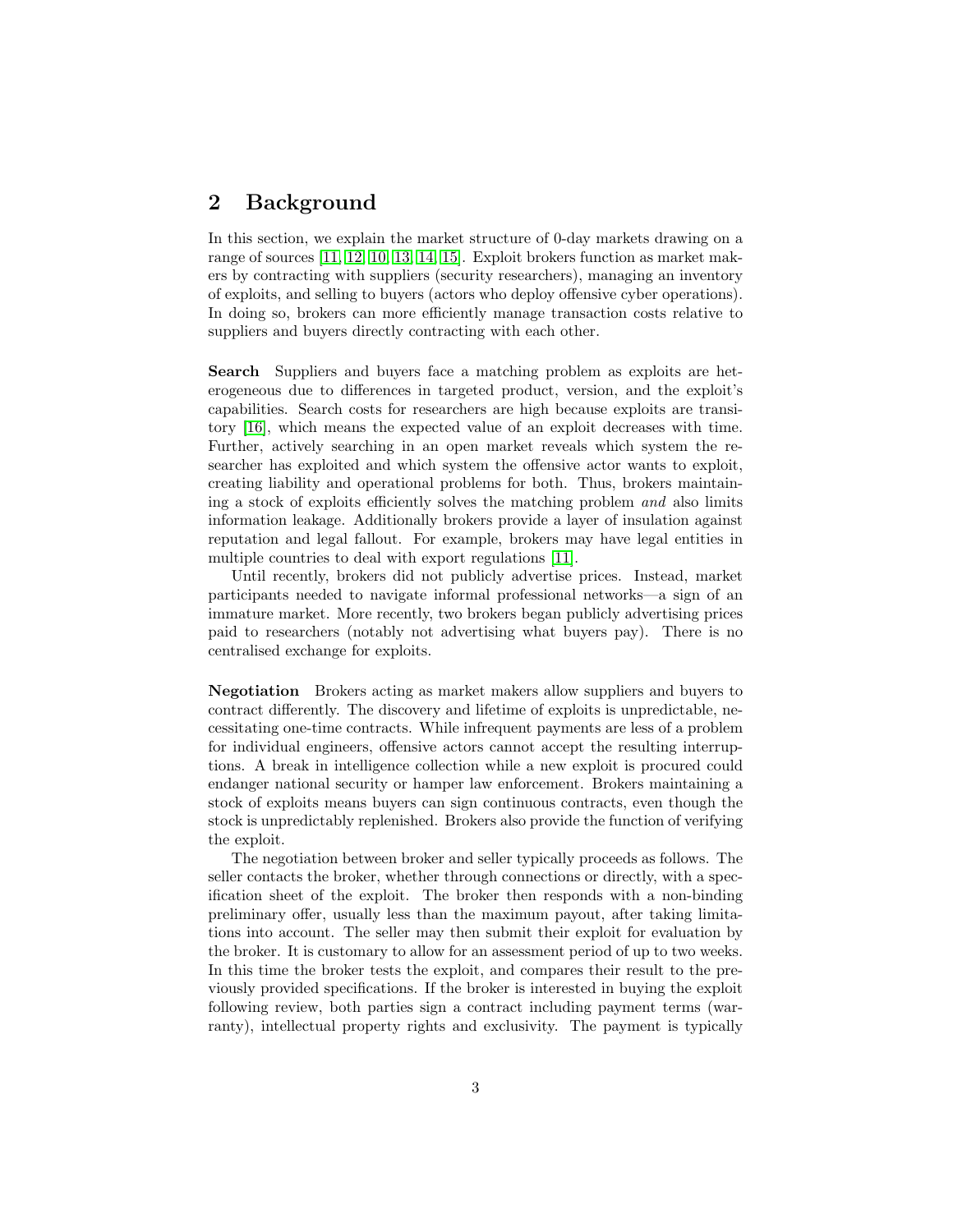## 2 Background

In this section, we explain the market structure of 0-day markets drawing on a range of sources [11, 12, 10, 13, 14, 15]. Exploit brokers function as market makers by contracting with suppliers (security researchers), managing an inventory of exploits, and selling to buyers (actors who deploy offensive cyber operations). In doing so, brokers can more efficiently manage transaction costs relative to suppliers and buyers directly contracting with each other.

**Search** Suppliers and buyers face a matching problem as exploits are heterogeneous due to differences in targeted product, version, and the exploit's capabilities. Search costs for researchers are high because exploits are transitory [16], which means the expected value of an exploit decreases with time. Further, actively searching in an open market reveals which system the researcher has exploited and which system the offensive actor wants to exploit, creating liability and operational problems for both. Thus, brokers maintaining a stock of exploits efficiently solves the matching problem *and* also limits information leakage. Additionally brokers provide a layer of insulation against reputation and legal fallout. For example, brokers may have legal entities in multiple countries to deal with export regulations [11].

Until recently, brokers did not publicly advertise prices. Instead, market participants needed to navigate informal professional networks—a sign of an immature market. More recently, two brokers began publicly advertising prices paid to researchers (notably not advertising what buyers pay). There is no centralised exchange for exploits.

**Negotiation** Brokers acting as market makers allow suppliers and buyers to contract differently. The discovery and lifetime of exploits is unpredictable, necessitating one-time contracts. While infrequent payments are less of a problem for individual engineers, offensive actors cannot accept the resulting interruptions. A break in intelligence collection while a new exploit is procured could endanger national security or hamper law enforcement. Brokers maintaining a stock of exploits means buyers can sign continuous contracts, even though the stock is unpredictably replenished. Brokers also provide the function of verifying the exploit.

The negotiation between broker and seller typically proceeds as follows. The seller contacts the broker, whether through connections or directly, with a specification sheet of the exploit. The broker then responds with a non-binding preliminary offer, usually less than the maximum payout, after taking limitations into account. The seller may then submit their exploit for evaluation by the broker. It is customary to allow for an assessment period of up to two weeks. In this time the broker tests the exploit, and compares their result to the previously provided specifications. If the broker is interested in buying the exploit following review, both parties sign a contract including payment terms (warranty), intellectual property rights and exclusivity. The payment is typically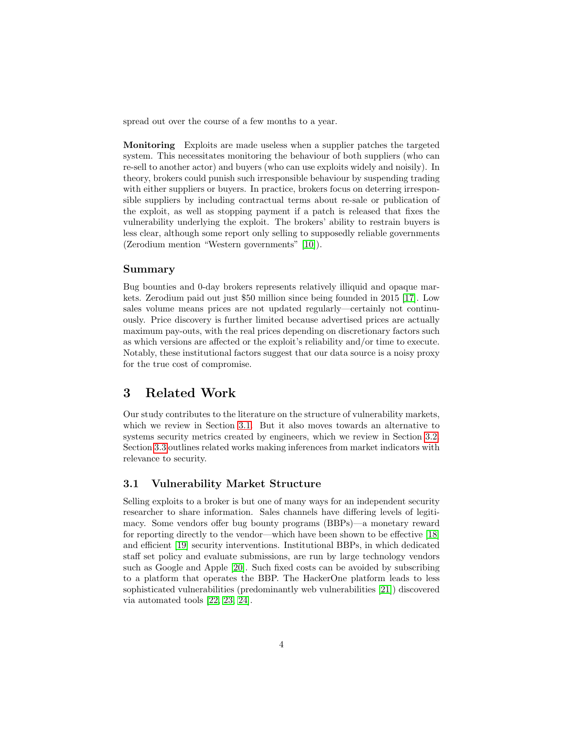spread out over the course of a few months to a year.

**Monitoring** Exploits are made useless when a supplier patches the targeted system. This necessitates monitoring the behaviour of both suppliers (who can re-sell to another actor) and buyers (who can use exploits widely and noisily). In theory, brokers could punish such irresponsible behaviour by suspending trading with either suppliers or buyers. In practice, brokers focus on deterring irresponsible suppliers by including contractual terms about re-sale or publication of the exploit, as well as stopping payment if a patch is released that fixes the vulnerability underlying the exploit. The brokers' ability to restrain buyers is less clear, although some report only selling to supposedly reliable governments (Zerodium mention "Western governments" [10]).

### Summary

Bug bounties and 0-day brokers represents relatively illiquid and opaque markets. Zerodium paid out just $50 million since being founded in 2015 [17]. Low sales volume means prices are not updated regularly—certainly not continuously. Price discovery is further limited because advertised prices are actually maximum pay-outs, with the real prices depending on discretionary factors such as which versions are affected or the exploit's reliability and/or time to execute. Notably, these institutional factors suggest that our data source is a noisy proxy for the true cost of compromise.

# 3 Related Work

Our study contributes to the literature on the structure of vulnerability markets, which we review in Section 3.1. But it also moves towards an alternative to systems security metrics created by engineers, which we review in Section 3.2. Section 3.3 outlines related works making inferences from market indicators with relevance to security.

## 3.1 Vulnerability Market Structure

Selling exploits to a broker is but one of many ways for an independent security researcher to share information. Sales channels have differing levels of legitimacy. Some vendors offer bug bounty programs (BBPs)—a monetary reward for reporting directly to the vendor—which have been shown to be effective [18] and efficient [19] security interventions. Institutional BBPs, in which dedicated staff set policy and evaluate submissions, are run by large technology vendors such as Google and Apple [20]. Such fixed costs can be avoided by subscribing to a platform that operates the BBP. The HackerOne platform leads to less sophisticated vulnerabilities (predominantly web vulnerabilities [21]) discovered via automated tools [22, 23, 24].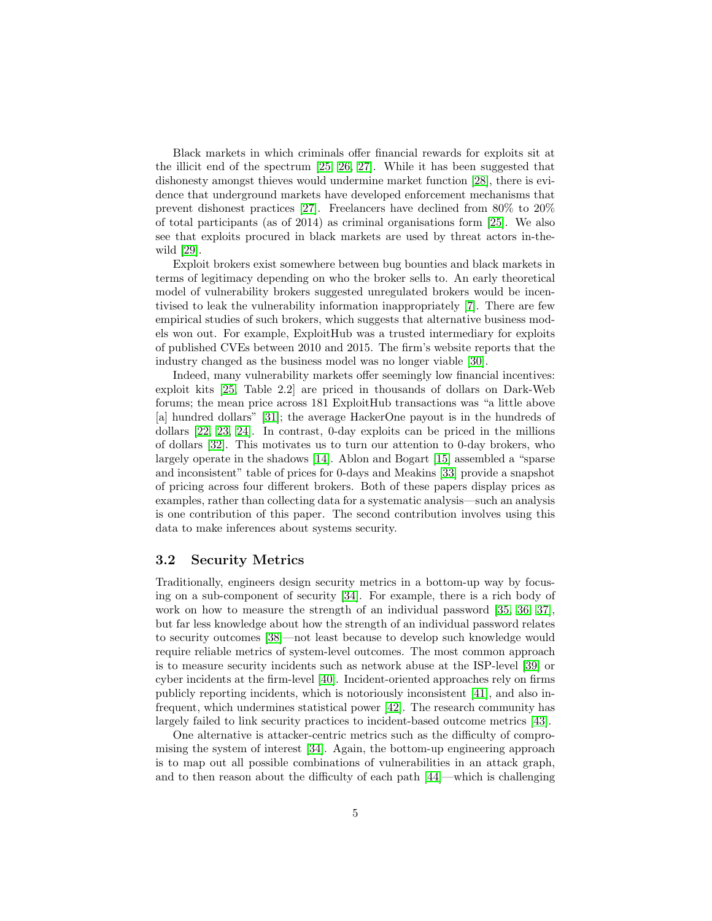Black markets in which criminals offer financial rewards for exploits sit at the illicit end of the spectrum [25, 26, 27]. While it has been suggested that dishonesty amongst thieves would undermine market function [28], there is evidence that underground markets have developed enforcement mechanisms that prevent dishonest practices [27]. Freelancers have declined from 80% to 20% of total participants (as of 2014) as criminal organisations form [25]. We also see that exploits procured in black markets are used by threat actors in-the-wild [29].

Exploit brokers exist somewhere between bug bounties and black markets in terms of legitimacy depending on who the broker sells to. An early theoretical model of vulnerability brokers suggested unregulated brokers would be incentivised to leak the vulnerability information inappropriately [7]. There are few empirical studies of such brokers, which suggests that alternative business models won out. For example, ExploitHub was a trusted intermediary for exploits of published CVEs between 2010 and 2015. The firm's website reports that the industry changed as the business model was no longer viable [30].

Indeed, many vulnerability markets offer seemingly low financial incentives: exploit kits [25, Table 2.2] are priced in thousands of dollars on Dark-Web forums; the mean price across 181 ExploitHub transactions was "a little above [a] hundred dollars" [31]; the average HackerOne payout is in the hundreds of dollars [22, 23, 24]. In contrast, 0-day exploits can be priced in the millions of dollars [32]. This motivates us to turn our attention to 0-day brokers, who largely operate in the shadows [14]. Ablon and Bogart [15] assembled a "sparse and inconsistent" table of prices for 0-days and Meakins [33] provide a snapshot of pricing across four different brokers. Both of these papers display prices as examples, rather than collecting data for a systematic analysis—such an analysis is one contribution of this paper. The second contribution involves using this data to make inferences about systems security.

### 3.2 Security Metrics

Traditionally, engineers design security metrics in a bottom-up way by focusing on a sub-component of security [34]. For example, there is a rich body of work on how to measure the strength of an individual password [35, 36, 37], but far less knowledge about how the strength of an individual password relates to security outcomes [38]—not least because to develop such knowledge would require reliable metrics of system-level outcomes. The most common approach is to measure security incidents such as network abuse at the ISP-level [39] or cyber incidents at the firm-level [40]. Incident-oriented approaches rely on firms publicly reporting incidents, which is notoriously inconsistent [41], and also infrequent, which undermines statistical power [42]. The research community has largely failed to link security practices to incident-based outcome metrics [43].

One alternative is attacker-centric metrics such as the difficulty of compromising the system of interest [34]. Again, the bottom-up engineering approach is to map out all possible combinations of vulnerabilities in an attack graph, and to then reason about the difficulty of each path [44]—which is challenging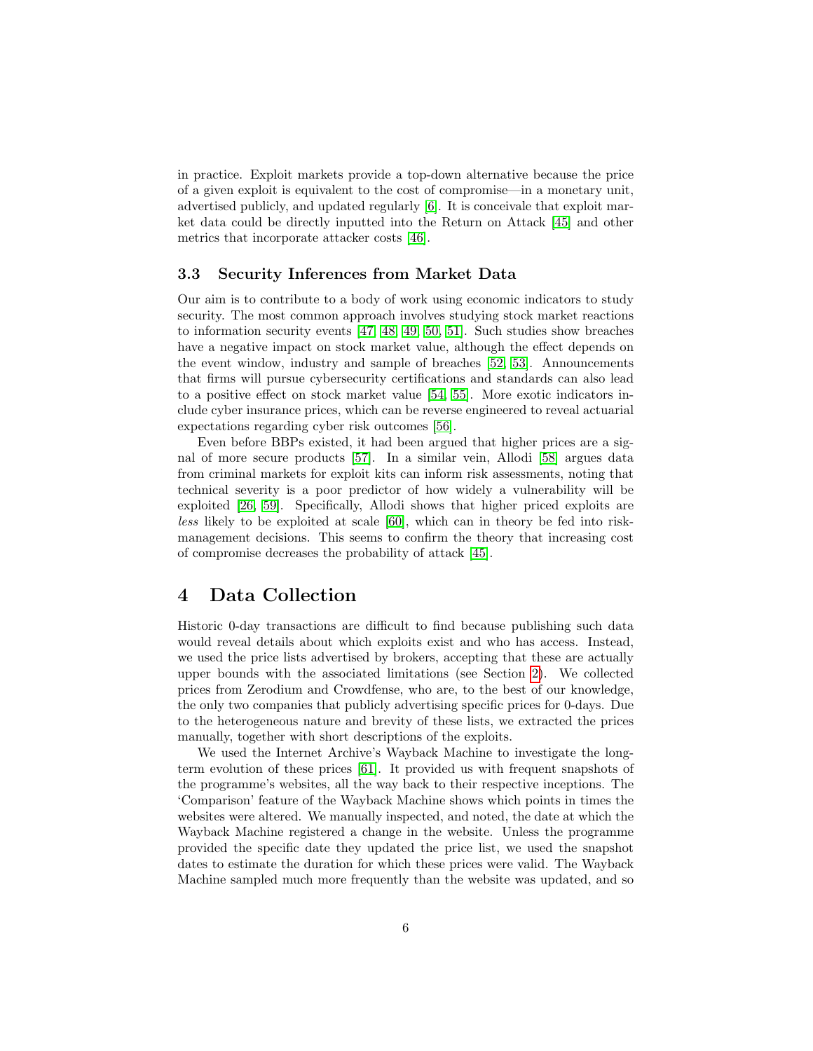in practice. Exploit markets provide a top-down alternative because the price of a given exploit is equivalent to the cost of compromise—in a monetary unit, advertised publicly, and updated regularly [6]. It is conceivale that exploit market data could be directly inputted into the Return on Attack [45] and other metrics that incorporate attacker costs [46].

### 3.3 Security Inferences from Market Data

Our aim is to contribute to a body of work using economic indicators to study security. The most common approach involves studying stock market reactions to information security events [47, 48, 49, 50, 51]. Such studies show breaches have a negative impact on stock market value, although the effect depends on the event window, industry and sample of breaches [52, 53]. Announcements that firms will pursue cybersecurity certifications and standards can also lead to a positive effect on stock market value [54, 55]. More exotic indicators include cyber insurance prices, which can be reverse engineered to reveal actuarial expectations regarding cyber risk outcomes [56].

Even before BBPs existed, it had been argued that higher prices are a signal of more secure products [57]. In a similar vein, Allodi [58] argues data from criminal markets for exploit kits can inform risk assessments, noting that technical severity is a poor predictor of how widely a vulnerability will be exploited [26, 59]. Specifically, Allodi shows that higher priced exploits are *less* likely to be exploited at scale [60], which can in theory be fed into risk-management decisions. This seems to confirm the theory that increasing cost of compromise decreases the probability of attack [45].

## 4 Data Collection

Historic 0-day transactions are difficult to find because publishing such data would reveal details about which exploits exist and who has access. Instead, we used the price lists advertised by brokers, accepting that these are actually upper bounds with the associated limitations (see Section 2). We collected prices from Zerodium and Crowdfense, who are, to the best of our knowledge, the only two companies that publicly advertising specific prices for 0-days. Due to the heterogeneous nature and brevity of these lists, we extracted the prices manually, together with short descriptions of the exploits.

We used the Internet Archive's Wayback Machine to investigate the long-term evolution of these prices [61]. It provided us with frequent snapshots of the programme's websites, all the way back to their respective inceptions. The 'Comparison' feature of the Wayback Machine shows which points in times the websites were altered. We manually inspected, and noted, the date at which the Wayback Machine registered a change in the website. Unless the programme provided the specific date they updated the price list, we used the snapshot dates to estimate the duration for which these prices were valid. The Wayback Machine sampled much more frequently than the website was updated, and so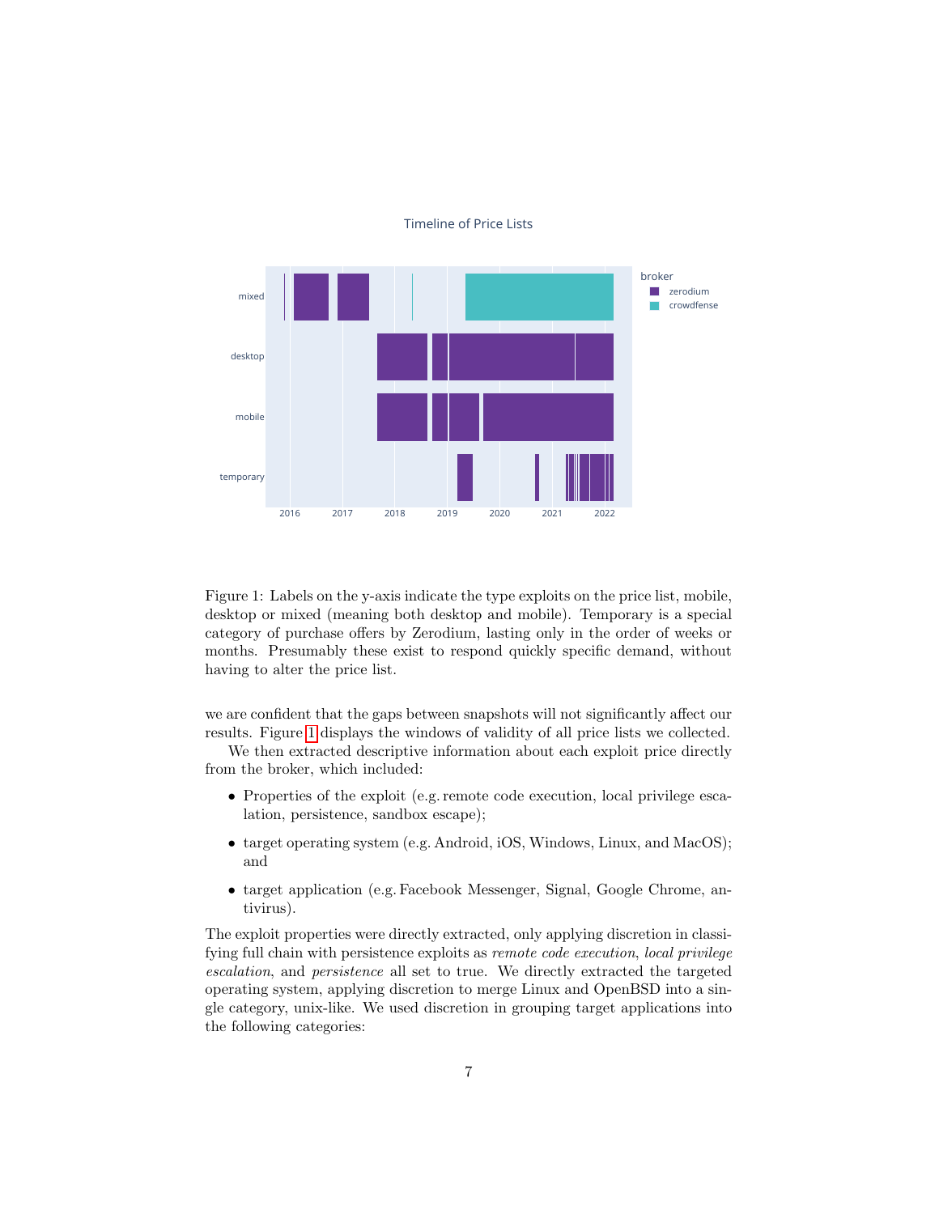Timeline of Price Lists

broker
zerodium
crowdfense

mixed
desktop
mobile
temporary

2016
2017
2018
2019
2020
2021
2022

Figure 1: Labels on the y-axis indicate the type exploits on the price list, mobile, desktop or mixed (meaning both desktop and mobile). Temporary is a special category of purchase offers by Zerodium, lasting only in the order of weeks or months. Presumably these exist to respond quickly specific demand, without having to alter the price list.

we are confident that the gaps between snapshots will not significantly affect our results. Figure 1 displays the windows of validity of all price lists we collected.

We then extracted descriptive information about each exploit price directly from the broker, which included:

- Properties of the exploit (e.g. remote code execution, local privilege escalation, persistence, sandbox escape);
- target operating system (e.g. Android, iOS, Windows, Linux, and MacOS); and
- target application (e.g. Facebook Messenger, Signal, Google Chrome, antivirus).

The exploit properties were directly extracted, only applying discretion in classifying full chain with persistence exploits as *remote code execution*, *local privilege escalation*, and *persistence* all set to true. We directly extracted the targeted operating system, applying discretion to merge Linux and OpenBSD into a single category, unix-like. We used discretion in grouping target applications into the following categories: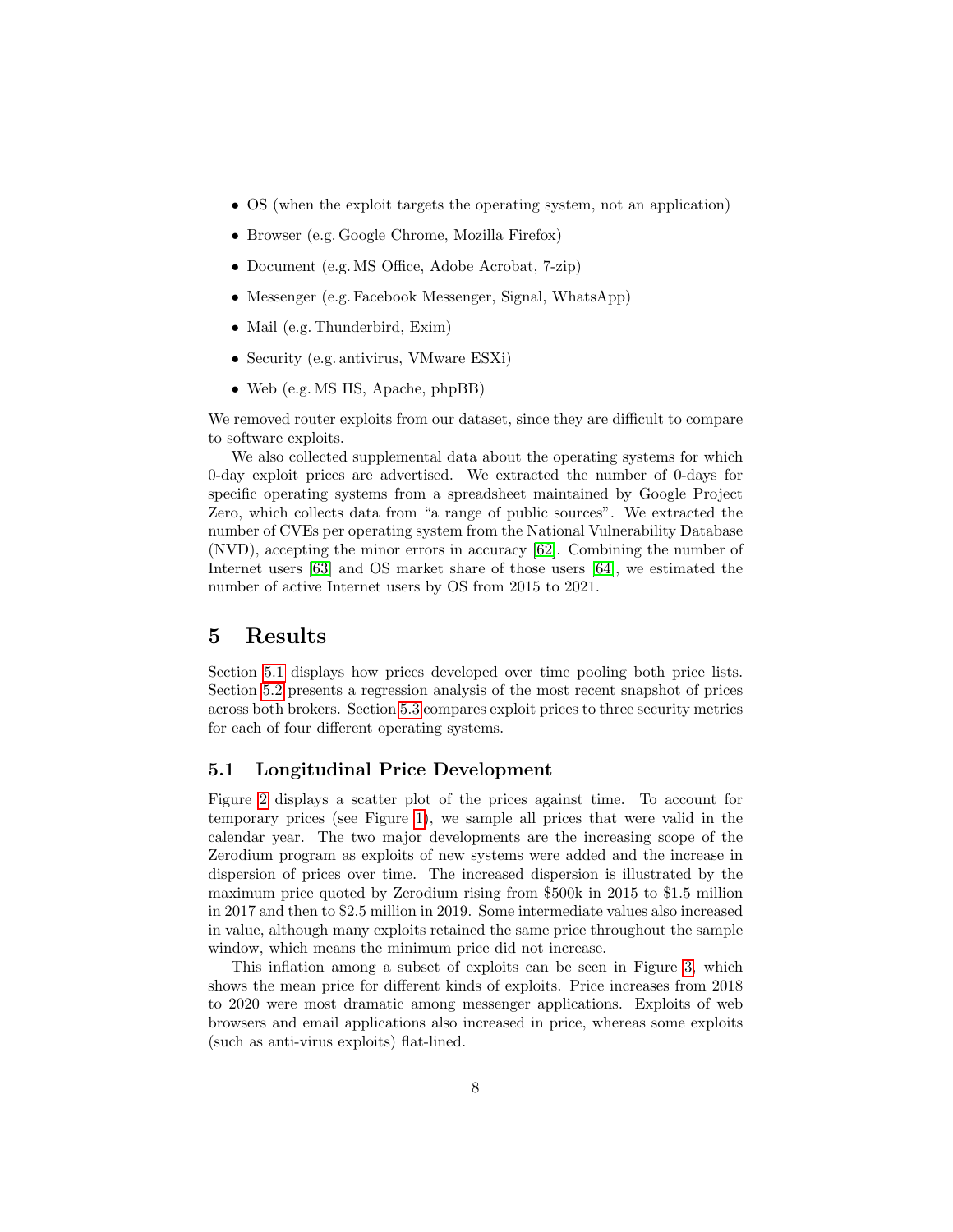- OS (when the exploit targets the operating system, not an application)
- Browser (e.g. Google Chrome, Mozilla Firefox)
- Document (e.g. MS Office, Adobe Acrobat, 7-zip)
- Messenger (e.g. Facebook Messenger, Signal, WhatsApp)
- Mail (e.g. Thunderbird, Exim)
- Security (e.g. antivirus, VMware ESXi)
- Web (e.g. MS IIS, Apache, phpBB)

We removed router exploits from our dataset, since they are difficult to compare to software exploits.

We also collected supplemental data about the operating systems for which 0-day exploit prices are advertised. We extracted the number of 0-days for specific operating systems from a spreadsheet maintained by Google Project Zero, which collects data from "a range of public sources". We extracted the number of CVEs per operating system from the National Vulnerability Database (NVD), accepting the minor errors in accuracy [62]. Combining the number of Internet users [63] and OS market share of those users [64], we estimated the number of active Internet users by OS from 2015 to 2021.

# 5 Results

Section 5.1 displays how prices developed over time pooling both price lists. Section 5.2 presents a regression analysis of the most recent snapshot of prices across both brokers. Section 5.3 compares exploit prices to three security metrics for each of four different operating systems.

## 5.1 Longitudinal Price Development

Figure 2 displays a scatter plot of the prices against time. To account for temporary prices (see Figure 1), we sample all prices that were valid in the calendar year. The two major developments are the increasing scope of the Zerodium program as exploits of new systems were added and the increase in dispersion of prices over time. The increased dispersion is illustrated by the maximum price quoted by Zerodium rising from $500k in 2015 to $1.5 million in 2017 and then to $2.5 million in 2019. Some intermediate values also increased in value, although many exploits retained the same price throughout the sample window, which means the minimum price did not increase.

This inflation among a subset of exploits can be seen in Figure 3, which shows the mean price for different kinds of exploits. Price increases from 2018 to 2020 were most dramatic among messenger applications. Exploits of web browsers and email applications also increased in price, whereas some exploits (such as anti-virus exploits) flat-lined.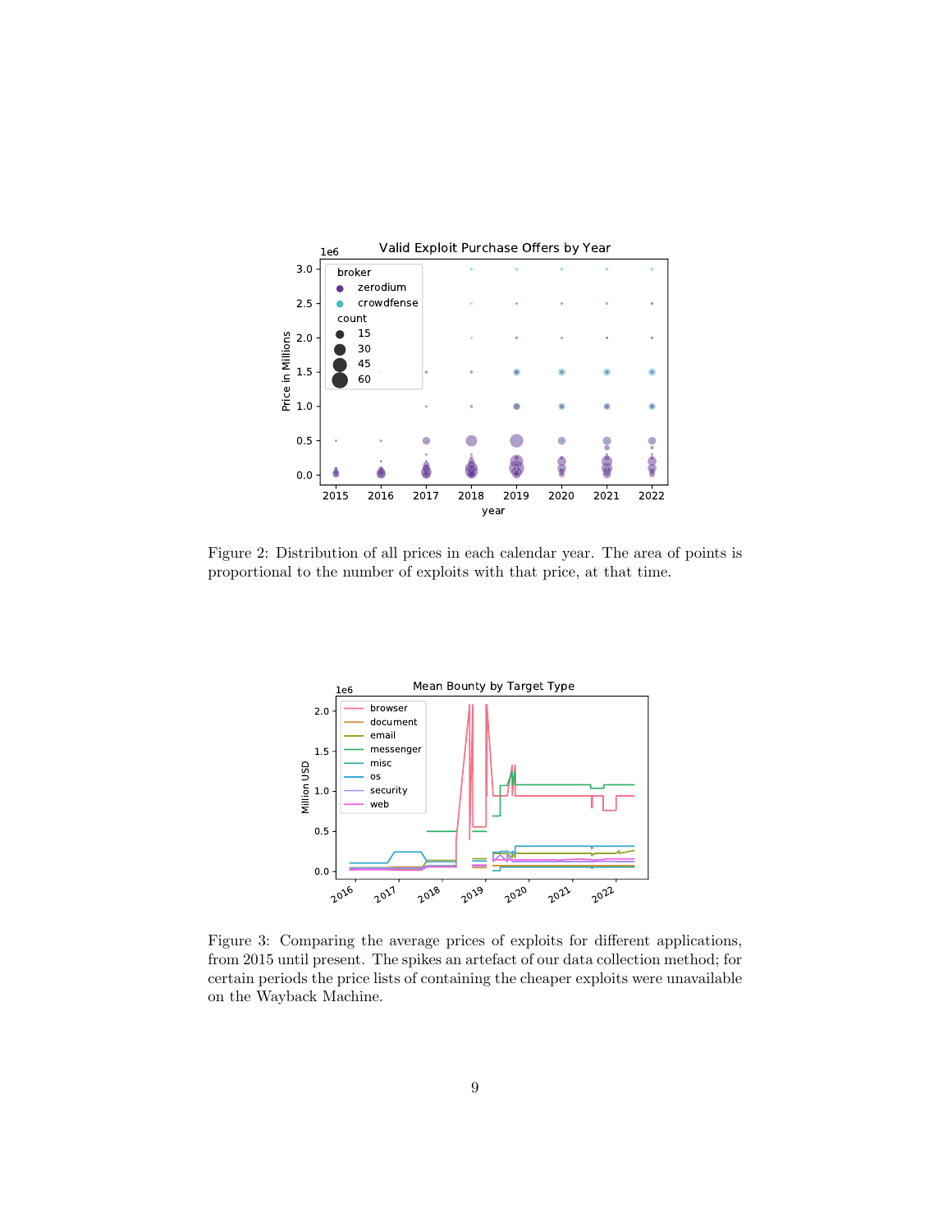Valid Exploit Purchase Offers by Year

1e6

3.0
2.5
2.0
1.5
1.0
0.5
0.0

Price in Millions

broker
zerodium
crowdfense
count
15
30
45
60

2015 2016 2017 2018 2019 2020 2021 2022

year

Figure 2: Distribution of all prices in each calendar year. The area of points is proportional to the number of exploits with that price, at that time.

Mean Bounty by Target Type

1e6

2.0
1.5
1.0
0.5
0.0

Million USD

browser
document
email
messenger
misc
os
security
web

2016 2017 2018 2019 2020 2021 2022

Figure 3: Comparing the average prices of exploits for different applications, from 2015 until present. The spikes an artefact of our data collection method; for certain periods the price lists of containing the cheaper exploits were unavailable on the Wayback Machine.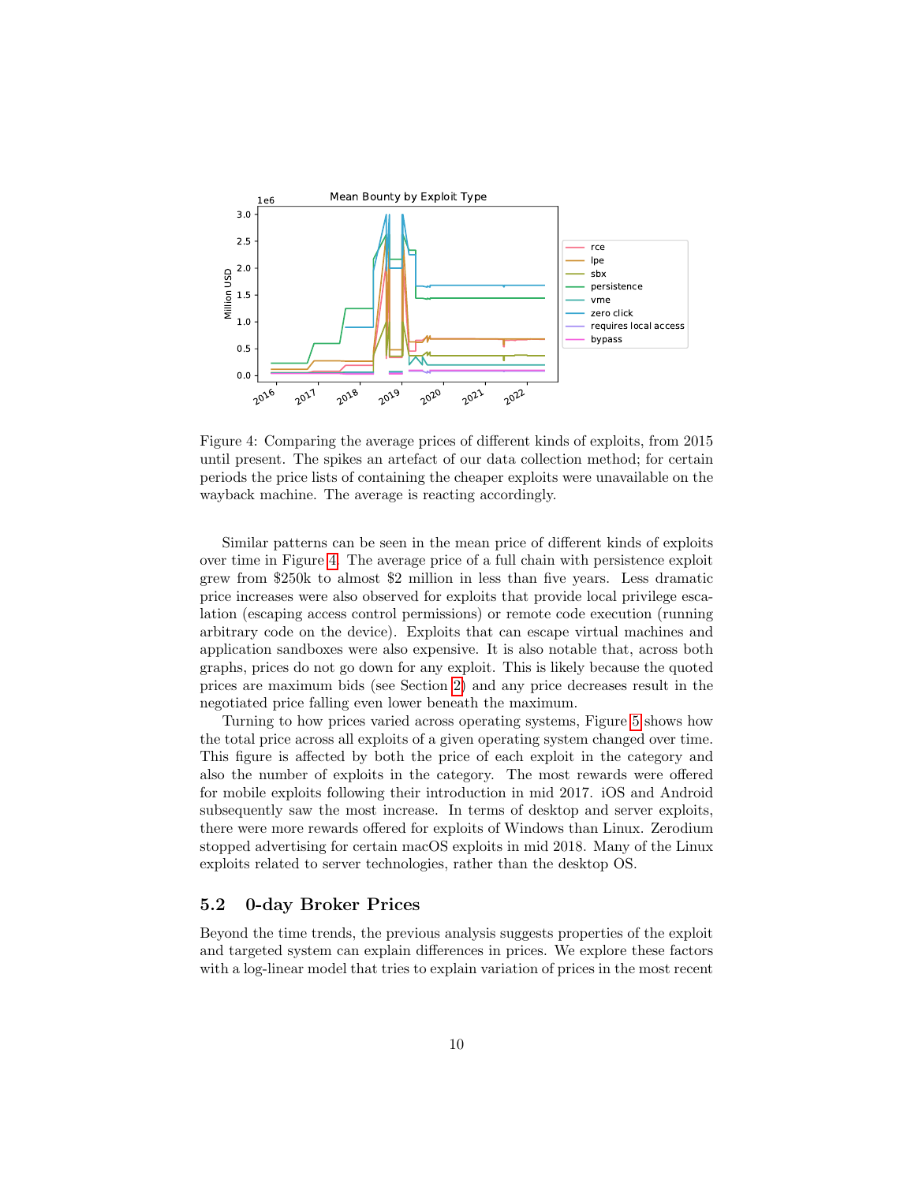Mean Bounty by Exploit Type

1e6

3.0
2.5
2.0
1.5
1.0
0.5
0.0

Million USD

2016
2017
2018
2019
2020
2021
2022

rce
lpe
sbx
persistence
vme
zero click
requires local access
bypass

Figure 4: Comparing the average prices of different kinds of exploits, from 2015 until present. The spikes an artefact of our data collection method; for certain periods the price lists of containing the cheaper exploits were unavailable on the wayback machine. The average is reacting accordingly.

Similar patterns can be seen in the mean price of different kinds of exploits over time in Figure 4. The average price of a full chain with persistence exploit grew from $250k to almost $2 million in less than five years. Less dramatic price increases were also observed for exploits that provide local privilege escalation (escaping access control permissions) or remote code execution (running arbitrary code on the device). Exploits that can escape virtual machines and application sandboxes were also expensive. It is also notable that, across both graphs, prices do not go down for any exploit. This is likely because the quoted prices are maximum bids (see Section 2) and any price decreases result in the negotiated price falling even lower beneath the maximum.

Turning to how prices varied across operating systems, Figure 5 shows how the total price across all exploits of a given operating system changed over time. This figure is affected by both the price of each exploit in the category and also the number of exploits in the category. The most rewards were offered for mobile exploits following their introduction in mid 2017. iOS and Android subsequently saw the most increase. In terms of desktop and server exploits, there were more rewards offered for exploits of Windows than Linux. Zerodium stopped advertising for certain macOS exploits in mid 2018. Many of the Linux exploits related to server technologies, rather than the desktop OS.

## 5.2 0-day Broker Prices

Beyond the time trends, the previous analysis suggests properties of the exploit and targeted system can explain differences in prices. We explore these factors with a log-linear model that tries to explain variation of prices in the most recent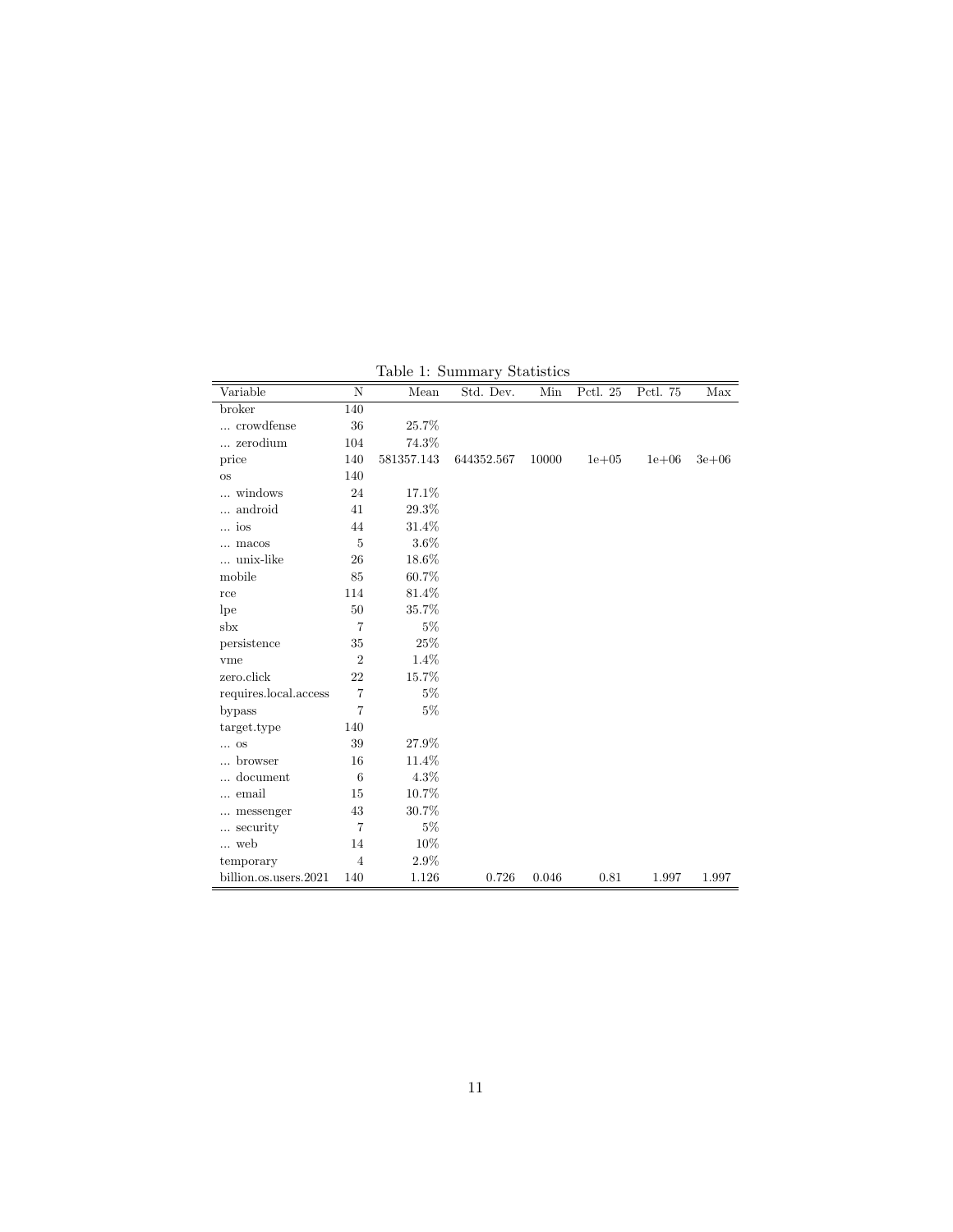Table 1: Summary Statistics

| Variable | N | Mean | Std. Dev. | Min | Pctl. 25 | Pctl. 75 | Max |
|---|---|---|---|---|---|---|---|
| broker | 140 | | | | | | |
| ... crowdfense | 36 | 25.7% | | | | | |
| ... zerodium | 104 | 74.3% | | | | | |
| price | 140 | 581357.143 | 644352.567 | 10000 | 1e+05 | 1e+06 | 3e+06 |
| os | 140 | | | | | | |
| ... windows | 24 | 17.1% | | | | | |
| ... android | 41 | 29.3% | | | | | |
| ... ios | 44 | 31.4% | | | | | |
| ... macos | 5 | 3.6% | | | | | |
| ... unix-like | 26 | 18.6% | | | | | |
| mobile | 85 | 60.7% | | | | | |
| rce | 114 | 81.4% | | | | | |
| lpe | 50 | 35.7% | | | | | |
| sbx | 7 | 5% | | | | | |
| persistence | 35 | 25% | | | | | |
| vme | 2 | 1.4% | | | | | |
| zero.click | 22 | 15.7% | | | | | |
| requires.local.access | 7 | 5% | | | | | |
| bypass | 7 | 5% | | | | | |
| target.type | 140 | | | | | | |
| ... os | 39 | 27.9% | | | | | |
| ... browser | 16 | 11.4% | | | | | |
| ... document | 6 | 4.3% | | | | | |
| ... email | 15 | 10.7% | | | | | |
| ... messenger | 43 | 30.7% | | | | | |
| ... security | 7 | 5% | | | | | |
| ... web | 14 | 10% | | | | | |
| temporary | 4 | 2.9% | | | | | |
| billion.os.users.2021 | 140 | 1.126 | 0.726 | 0.046 | 0.81 | 1.997 | 1.997 |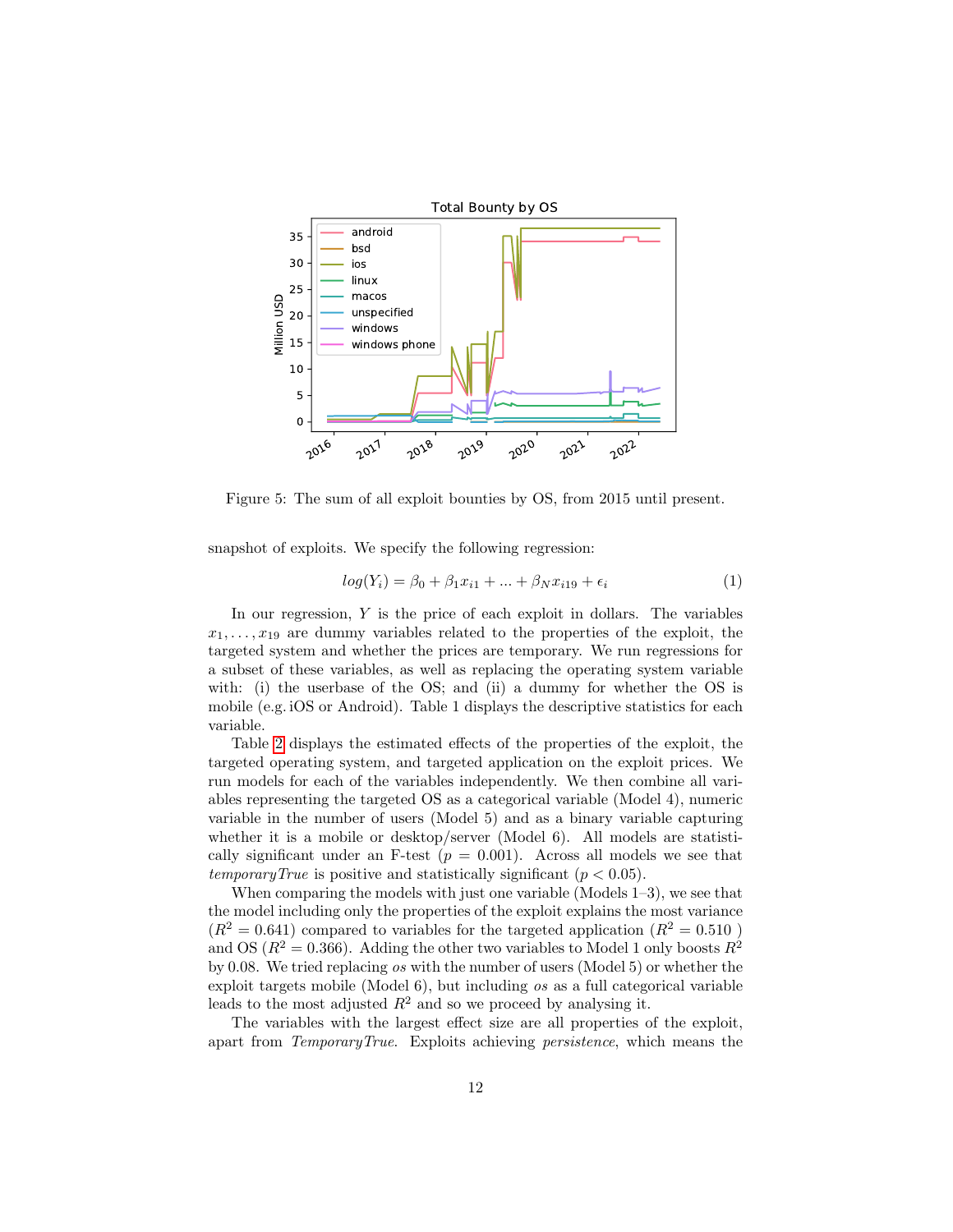Total Bounty by OS

Million USD

35
30
25
20
15
10
5
0

2016 2017 2018 2019 2020 2021 2022

android
bsd
ios
linux
macos
unspecified
windows
windows phone

Figure 5: The sum of all exploit bounties by OS, from 2015 until present.

snapshot of exploits. We specify the following regression:

$$log(Y_i) = \beta_0 + \beta_1 x_{i1} + ... + \beta_N x_{i19} + \epsilon_i \tag{1}$$

In our regression, $Y$ is the price of each exploit in dollars. The variables $x_1, \ldots, x_{19}$ are dummy variables related to the properties of the exploit, the targeted system and whether the prices are temporary. We run regressions for a subset of these variables, as well as replacing the operating system variable with: (i) the userbase of the OS; and (ii) a dummy for whether the OS is mobile (e.g. iOS or Android). Table 1 displays the descriptive statistics for each variable.

Table 2 displays the estimated effects of the properties of the exploit, the targeted operating system, and targeted application on the exploit prices. We run models for each of the variables independently. We then combine all variables representing the targeted OS as a categorical variable (Model 4), numeric variable in the number of users (Model 5) and as a binary variable capturing whether it is a mobile or desktop/server (Model 6). All models are statistically significant under an F-test ($p = 0.001$). Across all models we see that *temporaryTrue* is positive and statistically significant ($p < 0.05$).

When comparing the models with just one variable (Models 1–3), we see that the model including only the properties of the exploit explains the most variance ($R^2 = 0.641$) compared to variables for the targeted application ($R^2 = 0.510$ ) and OS ($R^2 = 0.366$). Adding the other two variables to Model 1 only boosts $R^2$ by 0.08. We tried replacing *os* with the number of users (Model 5) or whether the exploit targets mobile (Model 6), but including *os* as a full categorical variable leads to the most adjusted $R^2$ and so we proceed by analysing it.

The variables with the largest effect size are all properties of the exploit, apart from *TemporaryTrue*. Exploits achieving *persistence*, which means the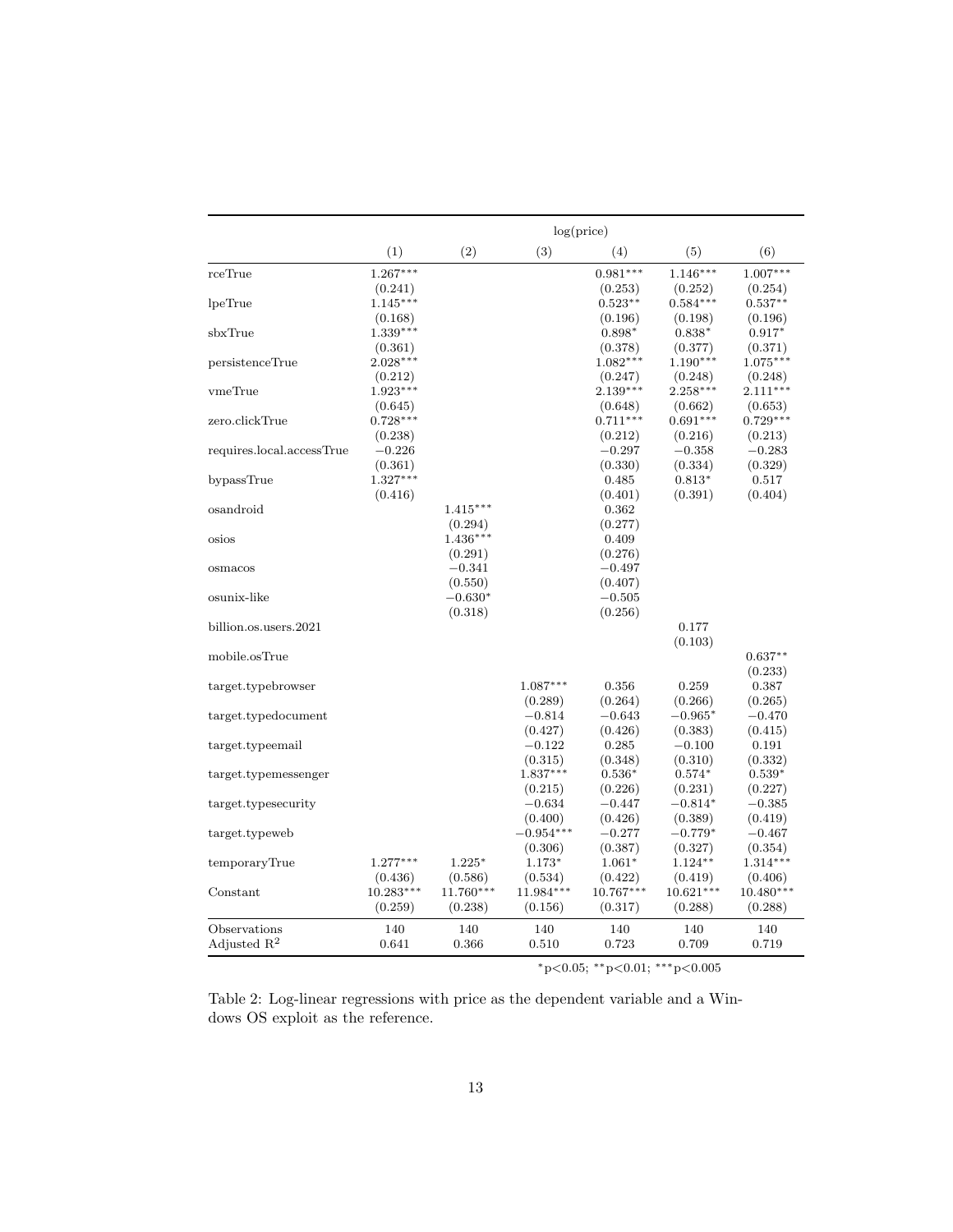| | log(price) | | | | | |
|---|---|---|---|---|---|---|
| | (1) | (2) | (3) | (4) | (5) | (6) |
| rceTrue | 1.267*** | | | 0.981*** | 1.146*** | 1.007*** |
| | (0.241) | | | (0.253) | (0.252) | (0.254) |
| lpeTrue | 1.145*** | | | 0.523** | 0.584*** | 0.537** |
| | (0.168) | | | (0.196) | (0.198) | (0.196) |
| sbxTrue | 1.339*** | | | 0.898* | 0.838* | 0.917* |
| | (0.361) | | | (0.378) | (0.377) | (0.371) |
| persistenceTrue | 2.028*** | | | 1.082*** | 1.190*** | 1.075*** |
| | (0.212) | | | (0.247) | (0.248) | (0.248) |
| vmeTrue | 1.923*** | | | 2.139*** | 2.258*** | 2.111*** |
| | (0.645) | | | (0.648) | (0.662) | (0.653) |
| zero.clickTrue | 0.728*** | | | 0.711*** | 0.691*** | 0.729*** |
| | (0.238) | | | (0.212) | (0.216) | (0.213) |
| requires.local.accessTrue | −0.226 | | | −0.297 | −0.358 | −0.283 |
| | (0.361) | | | (0.330) | (0.334) | (0.329) |
| bypassTrue | 1.327*** | | | 0.485 | 0.813* | 0.517 |
| | (0.416) | | | (0.401) | (0.391) | (0.404) |
| osandroid | | 1.415*** | | 0.362 | | |
| | | (0.294) | | (0.277) | | |
| osios | | 1.436*** | | 0.409 | | |
| | | (0.291) | | (0.276) | | |
| osmacos | | −0.341 | | −0.497 | | |
| | | (0.550) | | (0.407) | | |
| osunix-like | | −0.630* | | −0.505 | | |
| | | (0.318) | | (0.256) | | |
| billion.os.users.2021 | | | | | 0.177 | |
| | | | | | (0.103) | |
| mobile.osTrue | | | | | | 0.637** |
| | | | | | | (0.233) |
| target.typebrowser | | | 1.087*** | 0.356 | 0.259 | 0.387 |
| | | | (0.289) | (0.264) | (0.266) | (0.265) |
| target.typedocument | | | −0.814 | −0.643 | −0.965* | −0.470 |
| | | | (0.427) | (0.426) | (0.383) | (0.415) |
| target.typeemail | | | −0.122 | 0.285 | −0.100 | 0.191 |
| | | | (0.315) | (0.348) | (0.310) | (0.332) |
| target.typemessenger | | | 1.837*** | 0.536* | 0.574* | 0.539* |
| | | | (0.215) | (0.226) | (0.231) | (0.227) |
| target.typesecurity | | | −0.634 | −0.447 | −0.814* | −0.385 |
| | | | (0.400) | (0.426) | (0.389) | (0.419) |
| target.typeweb | | | −0.954*** | −0.277 | −0.779* | −0.467 |
| | | | (0.306) | (0.387) | (0.327) | (0.354) |
| temporaryTrue | 1.277*** | 1.225* | 1.173* | 1.061* | 1.124** | 1.314*** |
| | (0.436) | (0.586) | (0.534) | (0.422) | (0.419) | (0.406) |
| Constant | 10.283*** | 11.760*** | 11.984*** | 10.767*** | 10.621*** | 10.480*** |
| | (0.259) | (0.238) | (0.156) | (0.317) | (0.288) | (0.288) |
| Observations | 140 | 140 | 140 | 140 | 140 | 140 |
| Adjusted $R^2$ | 0.641 | 0.366 | 0.510 | 0.723 | 0.709 | 0.719 |

*p<0.05; **p<0.01; ***p<0.005

Table 2: Log-linear regressions with price as the dependent variable and a Windows OS exploit as the reference.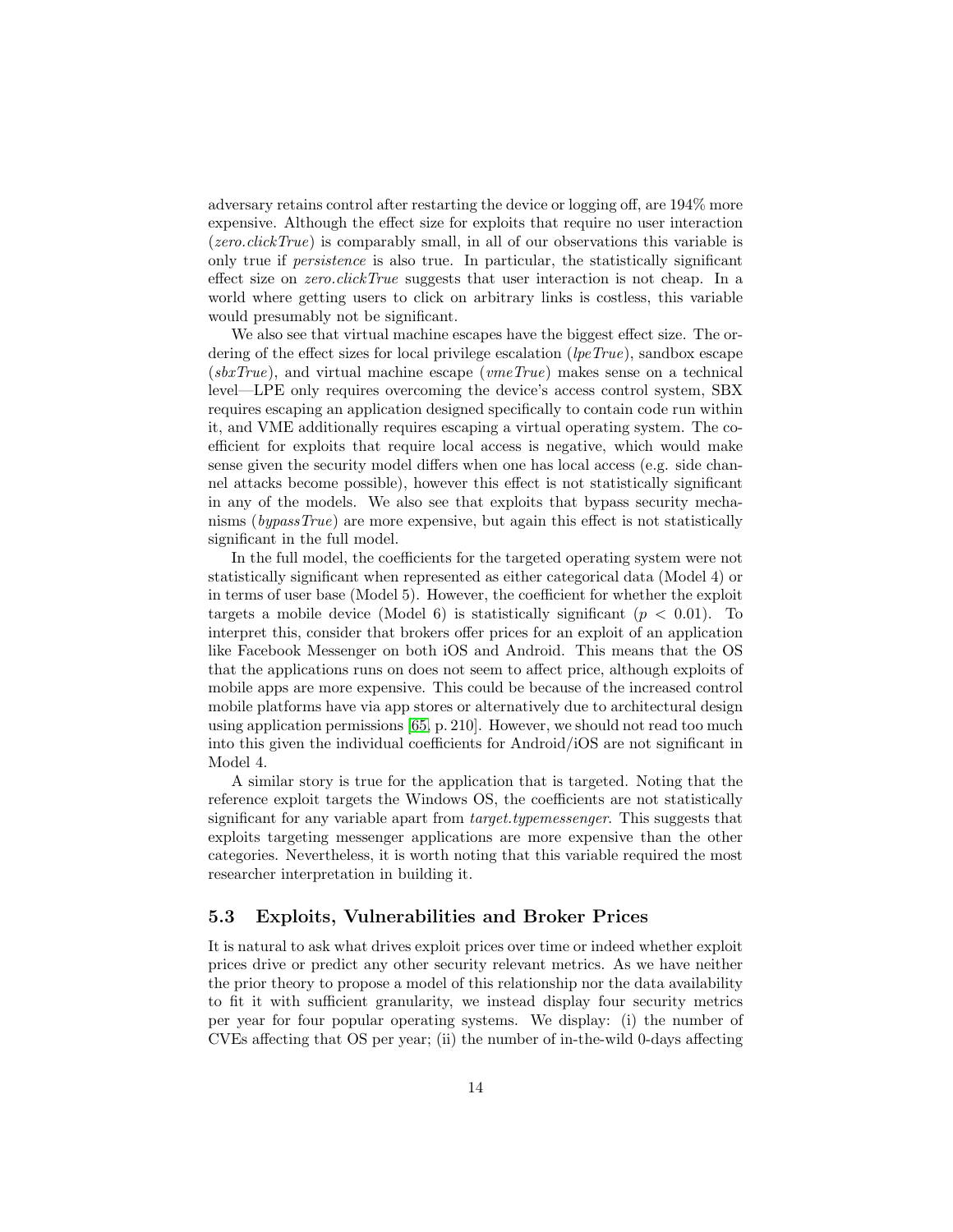adversary retains control after restarting the device or logging off, are 194% more expensive. Although the effect size for exploits that require no user interaction (*zero.clickTrue*) is comparably small, in all of our observations this variable is only true if *persistence* is also true. In particular, the statistically significant effect size on *zero.clickTrue* suggests that user interaction is not cheap. In a world where getting users to click on arbitrary links is costless, this variable would presumably not be significant.

We also see that virtual machine escapes have the biggest effect size. The ordering of the effect sizes for local privilege escalation (*lpeTrue*), sandbox escape (*sbxTrue*), and virtual machine escape (*vmeTrue*) makes sense on a technical level—LPE only requires overcoming the device's access control system, SBX requires escaping an application designed specifically to contain code run within it, and VME additionally requires escaping a virtual operating system. The coefficient for exploits that require local access is negative, which would make sense given the security model differs when one has local access (e.g. side channel attacks become possible), however this effect is not statistically significant in any of the models. We also see that exploits that bypass security mechanisms (*bypassTrue*) are more expensive, but again this effect is not statistically significant in the full model.

In the full model, the coefficients for the targeted operating system were not statistically significant when represented as either categorical data (Model 4) or in terms of user base (Model 5). However, the coefficient for whether the exploit targets a mobile device (Model 6) is statistically significant ($p < 0.01$). To interpret this, consider that brokers offer prices for an exploit of an application like Facebook Messenger on both iOS and Android. This means that the OS that the applications runs on does not seem to affect price, although exploits of mobile apps are more expensive. This could be because of the increased control mobile platforms have via app stores or alternatively due to architectural design using application permissions [65, p. 210]. However, we should not read too much into this given the individual coefficients for Android/iOS are not significant in Model 4.

A similar story is true for the application that is targeted. Noting that the reference exploit targets the Windows OS, the coefficients are not statistically significant for any variable apart from *target.typemessenger*. This suggests that exploits targeting messenger applications are more expensive than the other categories. Nevertheless, it is worth noting that this variable required the most researcher interpretation in building it.

### 5.3 Exploits, Vulnerabilities and Broker Prices

It is natural to ask what drives exploit prices over time or indeed whether exploit prices drive or predict any other security relevant metrics. As we have neither the prior theory to propose a model of this relationship nor the data availability to fit it with sufficient granularity, we instead display four security metrics per year for four popular operating systems. We display: (i) the number of CVEs affecting that OS per year; (ii) the number of in-the-wild 0-days affecting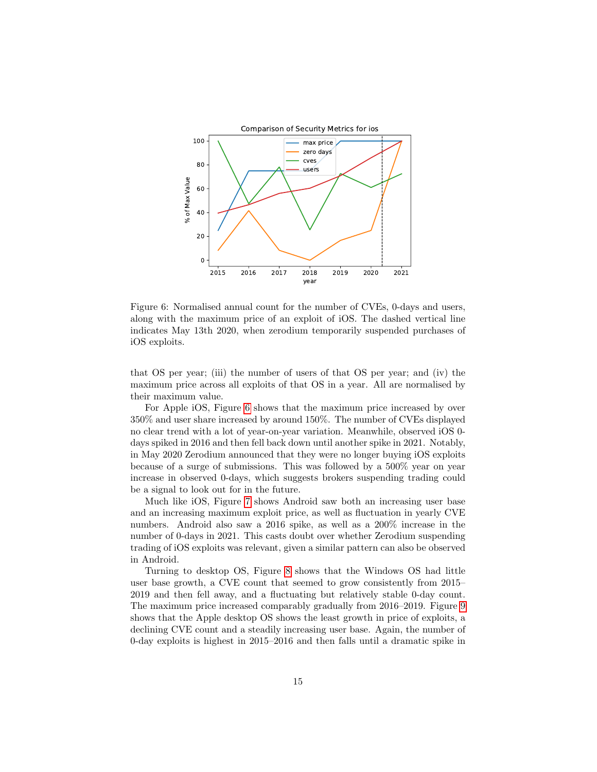Comparison of Security Metrics for ios

max price
zero days
cves
users

% of Max Value

0
20
40
60
80
100

2015
2016
2017
2018
2019
2020
2021

year

Figure 6: Normalised annual count for the number of CVEs, 0-days and users, along with the maximum price of an exploit of iOS. The dashed vertical line indicates May 13th 2020, when zerodium temporarily suspended purchases of iOS exploits.

that OS per year; (iii) the number of users of that OS per year; and (iv) the maximum price across all exploits of that OS in a year. All are normalised by their maximum value.

For Apple iOS, Figure 6 shows that the maximum price increased by over 350% and user share increased by around 150%. The number of CVEs displayed no clear trend with a lot of year-on-year variation. Meanwhile, observed iOS 0-days spiked in 2016 and then fell back down until another spike in 2021. Notably, in May 2020 Zerodium announced that they were no longer buying iOS exploits because of a surge of submissions. This was followed by a 500% year on year increase in observed 0-days, which suggests brokers suspending trading could be a signal to look out for in the future.

Much like iOS, Figure 7 shows Android saw both an increasing user base and an increasing maximum exploit price, as well as fluctuation in yearly CVE numbers. Android also saw a 2016 spike, as well as a 200% increase in the number of 0-days in 2021. This casts doubt over whether Zerodium suspending trading of iOS exploits was relevant, given a similar pattern can also be observed in Android.

Turning to desktop OS, Figure 8 shows that the Windows OS had little user base growth, a CVE count that seemed to grow consistently from 2015–2019 and then fell away, and a fluctuating but relatively stable 0-day count. The maximum price increased comparably gradually from 2016–2019. Figure 9 shows that the Apple desktop OS shows the least growth in price of exploits, a declining CVE count and a steadily increasing user base. Again, the number of 0-day exploits is highest in 2015–2016 and then falls until a dramatic spike in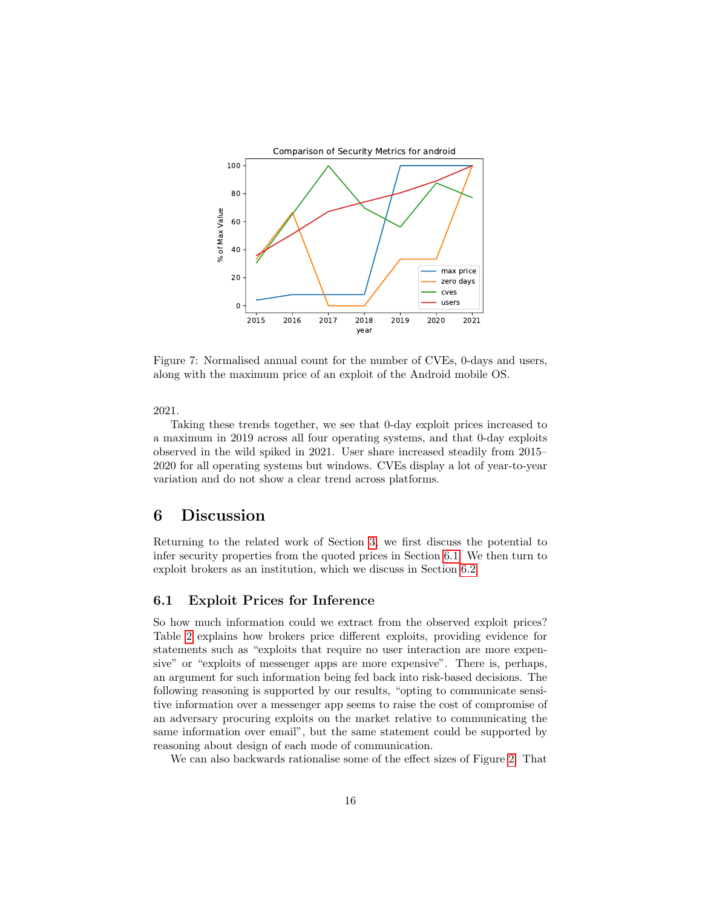Comparison of Security Metrics for android

100
80
60
40
20
0

% of Max Value

2015 2016 2017 2018 2019 2020 2021

year

max price
zero days
cves
users

Figure 7: Normalised annual count for the number of CVEs, 0-days and users, along with the maximum price of an exploit of the Android mobile OS.

2021.

Taking these trends together, we see that 0-day exploit prices increased to a maximum in 2019 across all four operating systems, and that 0-day exploits observed in the wild spiked in 2021. User share increased steadily from 2015–2020 for all operating systems but windows. CVEs display a lot of year-to-year variation and do not show a clear trend across platforms.

# 6 Discussion

Returning to the related work of Section 3, we first discuss the potential to infer security properties from the quoted prices in Section 6.1. We then turn to exploit brokers as an institution, which we discuss in Section 6.2.

## 6.1 Exploit Prices for Inference

So how much information could we extract from the observed exploit prices? Table 2 explains how brokers price different exploits, providing evidence for statements such as "exploits that require no user interaction are more expensive" or "exploits of messenger apps are more expensive". There is, perhaps, an argument for such information being fed back into risk-based decisions. The following reasoning is supported by our results, "opting to communicate sensitive information over a messenger app seems to raise the cost of compromise of an adversary procuring exploits on the market relative to communicating the same information over email", but the same statement could be supported by reasoning about design of each mode of communication.

We can also backwards rationalise some of the effect sizes of Figure 2. That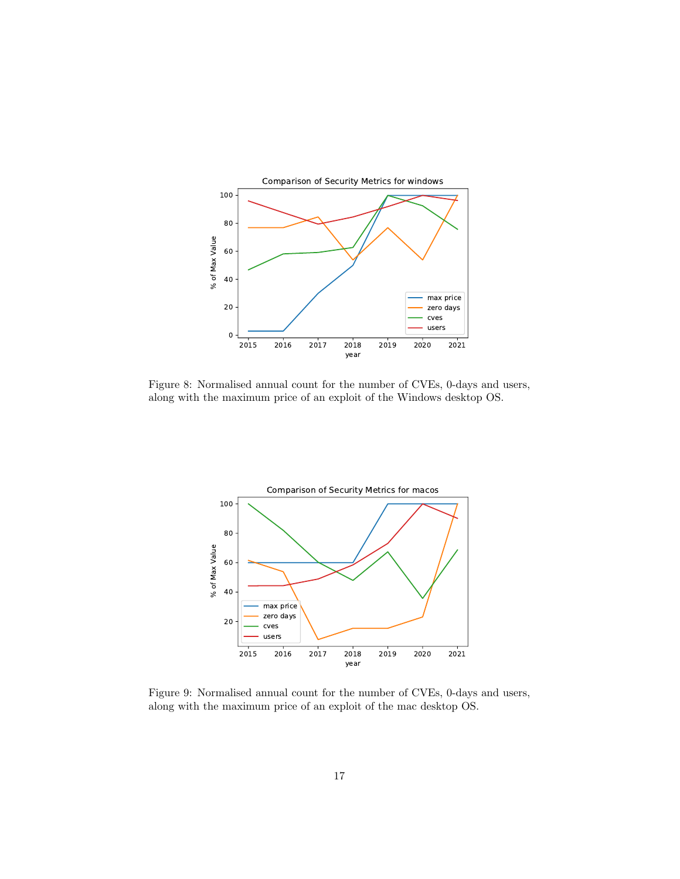Comparison of Security Metrics for windows

% of Max Value

0
20
40
60
80
100

2015
2016
2017
2018
2019
2020
2021

year

max price
zero days
cves
users

Figure 8: Normalised annual count for the number of CVEs, 0-days and users, along with the maximum price of an exploit of the Windows desktop OS.

Comparison of Security Metrics for macos

% of Max Value

20
40
60
80
100

2015
2016
2017
2018
2019
2020
2021

year

max price
zero days
cves
users

Figure 9: Normalised annual count for the number of CVEs, 0-days and users, along with the maximum price of an exploit of the mac desktop OS.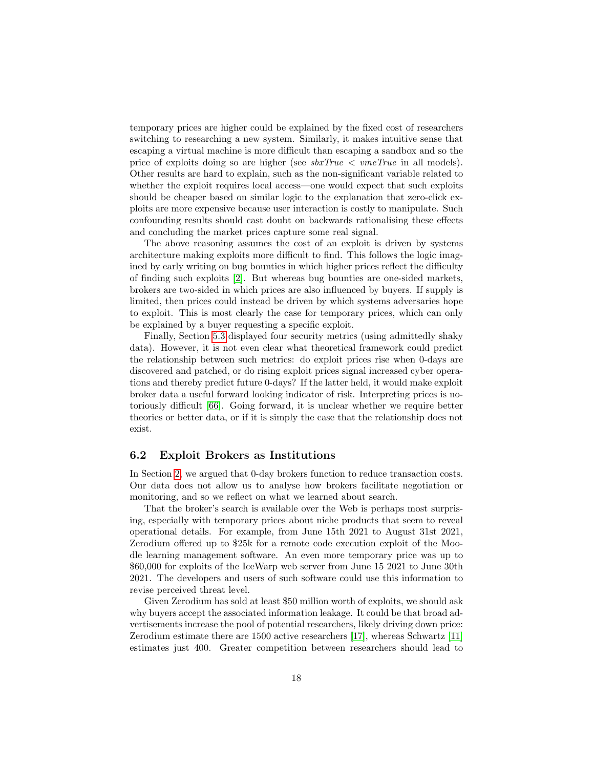temporary prices are higher could be explained by the fixed cost of researchers switching to researching a new system. Similarly, it makes intuitive sense that escaping a virtual machine is more difficult than escaping a sandbox and so the price of exploits doing so are higher (see $sbxTrue$ < $vmeTrue$ in all models). Other results are hard to explain, such as the non-significant variable related to whether the exploit requires local access—one would expect that such exploits should be cheaper based on similar logic to the explanation that zero-click exploits are more expensive because user interaction is costly to manipulate. Such confounding results should cast doubt on backwards rationalising these effects and concluding the market prices capture some real signal.

The above reasoning assumes the cost of an exploit is driven by systems architecture making exploits more difficult to find. This follows the logic imagined by early writing on bug bounties in which higher prices reflect the difficulty of finding such exploits [2]. But whereas bug bounties are one-sided markets, brokers are two-sided in which prices are also influenced by buyers. If supply is limited, then prices could instead be driven by which systems adversaries hope to exploit. This is most clearly the case for temporary prices, which can only be explained by a buyer requesting a specific exploit.

Finally, Section 5.3 displayed four security metrics (using admittedly shaky data). However, it is not even clear what theoretical framework could predict the relationship between such metrics: do exploit prices rise when 0-days are discovered and patched, or do rising exploit prices signal increased cyber operations and thereby predict future 0-days? If the latter held, it would make exploit broker data a useful forward looking indicator of risk. Interpreting prices is notoriously difficult [66]. Going forward, it is unclear whether we require better theories or better data, or if it is simply the case that the relationship does not exist.

### 6.2 Exploit Brokers as Institutions

In Section 2, we argued that 0-day brokers function to reduce transaction costs. Our data does not allow us to analyse how brokers facilitate negotiation or monitoring, and so we reflect on what we learned about search.

That the broker's search is available over the Web is perhaps most surprising, especially with temporary prices about niche products that seem to reveal operational details. For example, from June 15th 2021 to August 31st 2021, Zerodium offered up to $25k for a remote code execution exploit of the Moodle learning management software. An even more temporary price was up to $60,000 for exploits of the IceWarp web server from June 15 2021 to June 30th 2021. The developers and users of such software could use this information to revise perceived threat level.

Given Zerodium has sold at least $50 million worth of exploits, we should ask why buyers accept the associated information leakage. It could be that broad advertisements increase the pool of potential researchers, likely driving down price: Zerodium estimate there are 1500 active researchers [17], whereas Schwartz [11] estimates just 400. Greater competition between researchers should lead to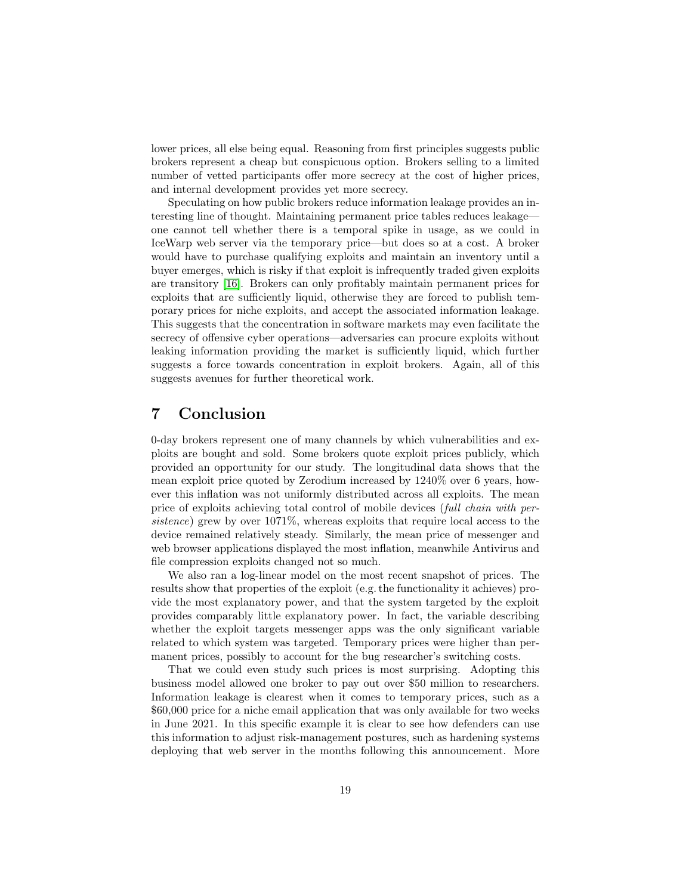lower prices, all else being equal. Reasoning from first principles suggests public brokers represent a cheap but conspicuous option. Brokers selling to a limited number of vetted participants offer more secrecy at the cost of higher prices, and internal development provides yet more secrecy.

Speculating on how public brokers reduce information leakage provides an interesting line of thought. Maintaining permanent price tables reduces leakage—one cannot tell whether there is a temporal spike in usage, as we could in IceWarp web server via the temporary price—but does so at a cost. A broker would have to purchase qualifying exploits and maintain an inventory until a buyer emerges, which is risky if that exploit is infrequently traded given exploits are transitory [16]. Brokers can only profitably maintain permanent prices for exploits that are sufficiently liquid, otherwise they are forced to publish temporary prices for niche exploits, and accept the associated information leakage. This suggests that the concentration in software markets may even facilitate the secrecy of offensive cyber operations—adversaries can procure exploits without leaking information providing the market is sufficiently liquid, which further suggests a force towards concentration in exploit brokers. Again, all of this suggests avenues for further theoretical work.

# 7 Conclusion

0-day brokers represent one of many channels by which vulnerabilities and exploits are bought and sold. Some brokers quote exploit prices publicly, which provided an opportunity for our study. The longitudinal data shows that the mean exploit price quoted by Zerodium increased by 1240% over 6 years, however this inflation was not uniformly distributed across all exploits. The mean price of exploits achieving total control of mobile devices (*full chain with persistence*) grew by over 1071%, whereas exploits that require local access to the device remained relatively steady. Similarly, the mean price of messenger and web browser applications displayed the most inflation, meanwhile Antivirus and file compression exploits changed not so much.

We also ran a log-linear model on the most recent snapshot of prices. The results show that properties of the exploit (e.g. the functionality it achieves) provide the most explanatory power, and that the system targeted by the exploit provides comparably little explanatory power. In fact, the variable describing whether the exploit targets messenger apps was the only significant variable related to which system was targeted. Temporary prices were higher than permanent prices, possibly to account for the bug researcher's switching costs.

That we could even study such prices is most surprising. Adopting this business model allowed one broker to pay out over $50 million to researchers. Information leakage is clearest when it comes to temporary prices, such as a $60,000 price for a niche email application that was only available for two weeks in June 2021. In this specific example it is clear to see how defenders can use this information to adjust risk-management postures, such as hardening systems deploying that web server in the months following this announcement. More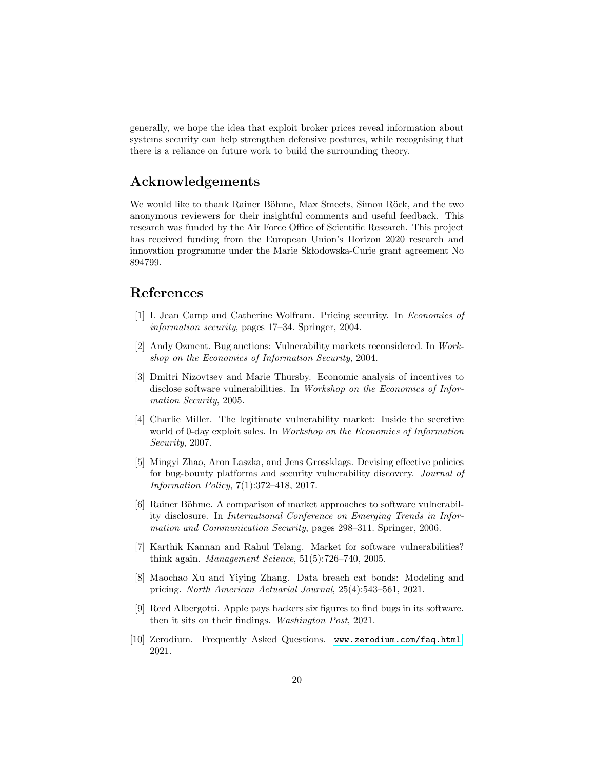generally, we hope the idea that exploit broker prices reveal information about systems security can help strengthen defensive postures, while recognising that there is a reliance on future work to build the surrounding theory.

## Acknowledgements

We would like to thank Rainer Böhme, Max Smeets, Simon Röck, and the two anonymous reviewers for their insightful comments and useful feedback. This research was funded by the Air Force Office of Scientific Research. This project has received funding from the European Union's Horizon 2020 research and innovation programme under the Marie Skłodowska-Curie grant agreement No 894799.

## References

[1] L Jean Camp and Catherine Wolfram. Pricing security. In *Economics of information security*, pages 17–34. Springer, 2004.

[2] Andy Ozment. Bug auctions: Vulnerability markets reconsidered. In *Workshop on the Economics of Information Security*, 2004.

[3] Dmitri Nizovtsev and Marie Thursby. Economic analysis of incentives to disclose software vulnerabilities. In *Workshop on the Economics of Information Security*, 2005.

[4] Charlie Miller. The legitimate vulnerability market: Inside the secretive world of 0-day exploit sales. In *Workshop on the Economics of Information Security*, 2007.

[5] Mingyi Zhao, Aron Laszka, and Jens Grossklags. Devising effective policies for bug-bounty platforms and security vulnerability discovery. *Journal of Information Policy*, 7(1):372–418, 2017.

[6] Rainer Böhme. A comparison of market approaches to software vulnerability disclosure. In *International Conference on Emerging Trends in Information and Communication Security*, pages 298–311. Springer, 2006.

[7] Karthik Kannan and Rahul Telang. Market for software vulnerabilities? think again. *Management Science*, 51(5):726–740, 2005.

[8] Maochao Xu and Yiying Zhang. Data breach cat bonds: Modeling and pricing. *North American Actuarial Journal*, 25(4):543–561, 2021.

[9] Reed Albergotti. Apple pays hackers six figures to find bugs in its software. then it sits on their findings. *Washington Post*, 2021.

[10] Zerodium. Frequently Asked Questions. `www.zerodium.com/faq.html`, 2021.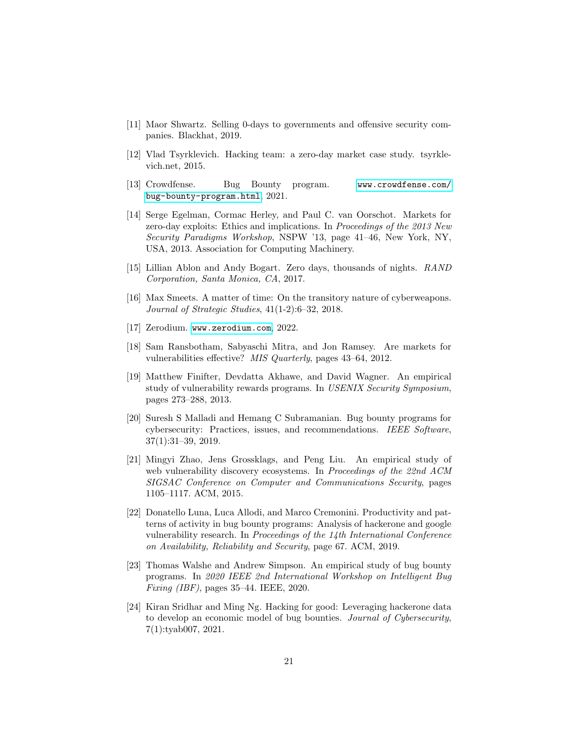[11] Maor Shwartz. Selling 0-days to governments and offensive security companies. Blackhat, 2019.

[12] Vlad Tsyrklevich. Hacking team: a zero-day market case study. tsyrklevich.net, 2015.

[13] Crowdfense. Bug Bounty program. www.crowdfense.com/bug-bounty-program.html, 2021.

[14] Serge Egelman, Cormac Herley, and Paul C. van Oorschot. Markets for zero-day exploits: Ethics and implications. In *Proceedings of the 2013 New Security Paradigms Workshop*, NSPW '13, page 41–46, New York, NY, USA, 2013. Association for Computing Machinery.

[15] Lillian Ablon and Andy Bogart. Zero days, thousands of nights. *RAND Corporation, Santa Monica, CA*, 2017.

[16] Max Smeets. A matter of time: On the transitory nature of cyberweapons. *Journal of Strategic Studies*, 41(1-2):6–32, 2018.

[17] Zerodium. www.zerodium.com, 2022.

[18] Sam Ransbotham, Sabyaschi Mitra, and Jon Ramsey. Are markets for vulnerabilities effective? *MIS Quarterly*, pages 43–64, 2012.

[19] Matthew Finifter, Devdatta Akhawe, and David Wagner. An empirical study of vulnerability rewards programs. In *USENIX Security Symposium*, pages 273–288, 2013.

[20] Suresh S Malladi and Hemang C Subramanian. Bug bounty programs for cybersecurity: Practices, issues, and recommendations. *IEEE Software*, 37(1):31–39, 2019.

[21] Mingyi Zhao, Jens Grossklags, and Peng Liu. An empirical study of web vulnerability discovery ecosystems. In *Proceedings of the 22nd ACM SIGSAC Conference on Computer and Communications Security*, pages 1105–1117. ACM, 2015.

[22] Donatello Luna, Luca Allodi, and Marco Cremonini. Productivity and patterns of activity in bug bounty programs: Analysis of hackerone and google vulnerability research. In *Proceedings of the 14th International Conference on Availability, Reliability and Security*, page 67. ACM, 2019.

[23] Thomas Walshe and Andrew Simpson. An empirical study of bug bounty programs. In *2020 IEEE 2nd International Workshop on Intelligent Bug Fixing (IBF)*, pages 35–44. IEEE, 2020.

[24] Kiran Sridhar and Ming Ng. Hacking for good: Leveraging hackerone data to develop an economic model of bug bounties. *Journal of Cybersecurity*, 7(1):tyab007, 2021.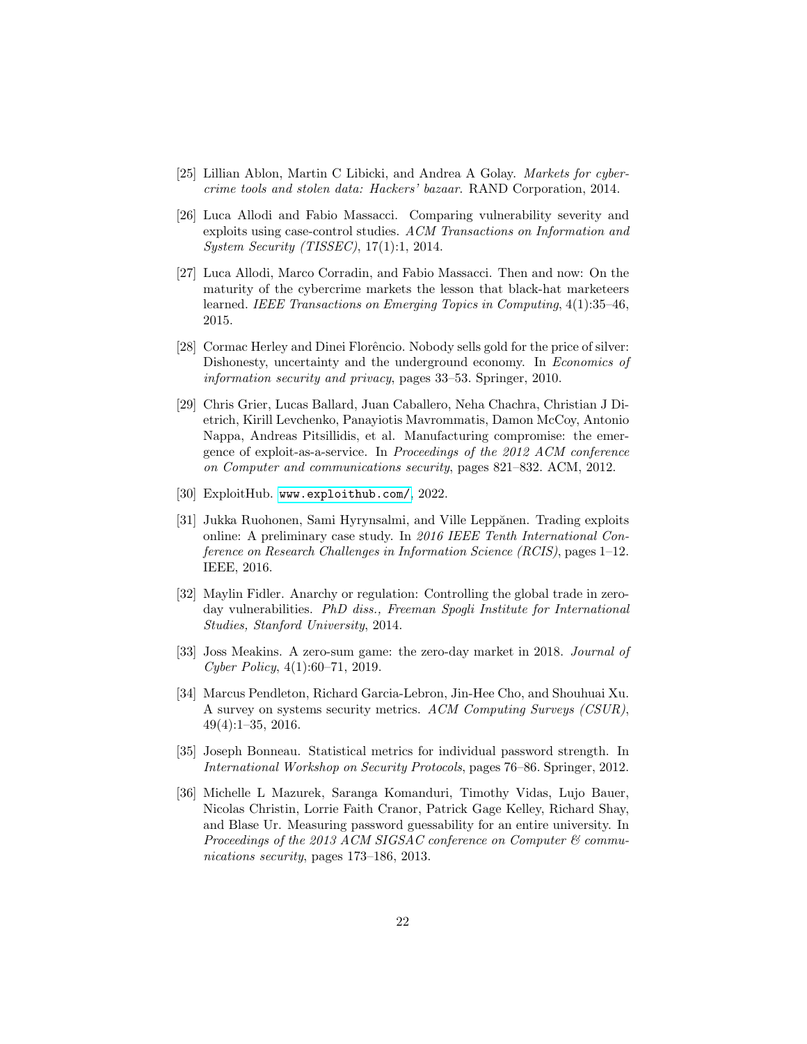[25] Lillian Ablon, Martin C Libicki, and Andrea A Golay. *Markets for cybercrime tools and stolen data: Hackers' bazaar*. RAND Corporation, 2014.

[26] Luca Allodi and Fabio Massacci. Comparing vulnerability severity and exploits using case-control studies. *ACM Transactions on Information and System Security (TISSEC)*, 17(1):1, 2014.

[27] Luca Allodi, Marco Corradin, and Fabio Massacci. Then and now: On the maturity of the cybercrime markets the lesson that black-hat marketeers learned. *IEEE Transactions on Emerging Topics in Computing*, 4(1):35–46, 2015.

[28] Cormac Herley and Dinei Florêncio. Nobody sells gold for the price of silver: Dishonesty, uncertainty and the underground economy. In *Economics of information security and privacy*, pages 33–53. Springer, 2010.

[29] Chris Grier, Lucas Ballard, Juan Caballero, Neha Chachra, Christian J Dietrich, Kirill Levchenko, Panayiotis Mavrommatis, Damon McCoy, Antonio Nappa, Andreas Pitsillidis, et al. Manufacturing compromise: the emergence of exploit-as-a-service. In *Proceedings of the 2012 ACM conference on Computer and communications security*, pages 821–832. ACM, 2012.

[30] ExploitHub. `www.exploithub.com/`, 2022.

[31] Jukka Ruohonen, Sami Hyrynsalmi, and Ville Leppănen. Trading exploits online: A preliminary case study. In *2016 IEEE Tenth International Conference on Research Challenges in Information Science (RCIS)*, pages 1–12. IEEE, 2016.

[32] Maylin Fidler. Anarchy or regulation: Controlling the global trade in zero-day vulnerabilities. *PhD diss., Freeman Spogli Institute for International Studies, Stanford University*, 2014.

[33] Joss Meakins. A zero-sum game: the zero-day market in 2018. *Journal of Cyber Policy*, 4(1):60–71, 2019.

[34] Marcus Pendleton, Richard Garcia-Lebron, Jin-Hee Cho, and Shouhuai Xu. A survey on systems security metrics. *ACM Computing Surveys (CSUR)*, 49(4):1–35, 2016.

[35] Joseph Bonneau. Statistical metrics for individual password strength. In *International Workshop on Security Protocols*, pages 76–86. Springer, 2012.

[36] Michelle L Mazurek, Saranga Komanduri, Timothy Vidas, Lujo Bauer, Nicolas Christin, Lorrie Faith Cranor, Patrick Gage Kelley, Richard Shay, and Blase Ur. Measuring password guessability for an entire university. In *Proceedings of the 2013 ACM SIGSAC conference on Computer & communications security*, pages 173–186, 2013.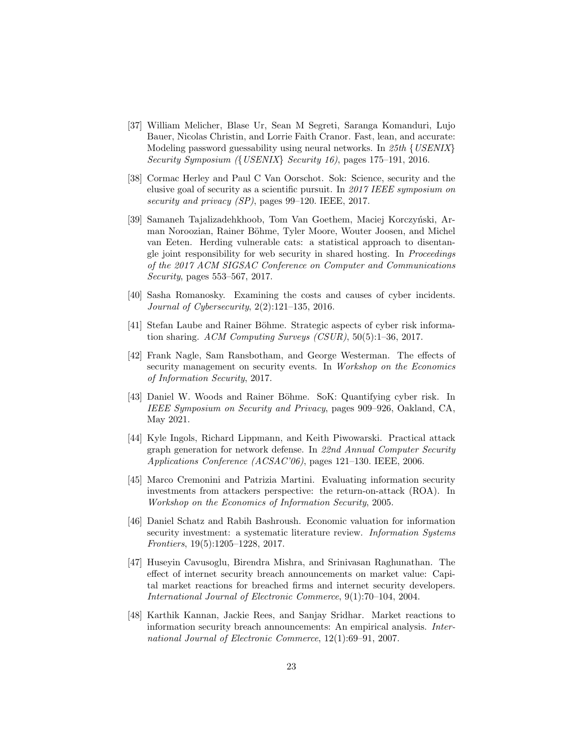[37] William Melicher, Blase Ur, Sean M Segreti, Saranga Komanduri, Lujo Bauer, Nicolas Christin, and Lorrie Faith Cranor. Fast, lean, and accurate: Modeling password guessability using neural networks. In *25th {USENIX} Security Symposium ({USENIX} Security 16)*, pages 175–191, 2016.

[38] Cormac Herley and Paul C Van Oorschot. Sok: Science, security and the elusive goal of security as a scientific pursuit. In *2017 IEEE symposium on security and privacy (SP)*, pages 99–120. IEEE, 2017.

[39] Samaneh Tajalizadehkhoob, Tom Van Goethem, Maciej Korczyński, Arman Noroozian, Rainer Böhme, Tyler Moore, Wouter Joosen, and Michel van Eeten. Herding vulnerable cats: a statistical approach to disentangle joint responsibility for web security in shared hosting. In *Proceedings of the 2017 ACM SIGSAC Conference on Computer and Communications Security*, pages 553–567, 2017.

[40] Sasha Romanosky. Examining the costs and causes of cyber incidents. *Journal of Cybersecurity*, 2(2):121–135, 2016.

[41] Stefan Laube and Rainer Böhme. Strategic aspects of cyber risk information sharing. *ACM Computing Surveys (CSUR)*, 50(5):1–36, 2017.

[42] Frank Nagle, Sam Ransbotham, and George Westerman. The effects of security management on security events. In *Workshop on the Economics of Information Security*, 2017.

[43] Daniel W. Woods and Rainer Böhme. SoK: Quantifying cyber risk. In *IEEE Symposium on Security and Privacy*, pages 909–926, Oakland, CA, May 2021.

[44] Kyle Ingols, Richard Lippmann, and Keith Piwowarski. Practical attack graph generation for network defense. In *22nd Annual Computer Security Applications Conference (ACSAC'06)*, pages 121–130. IEEE, 2006.

[45] Marco Cremonini and Patrizia Martini. Evaluating information security investments from attackers perspective: the return-on-attack (ROA). In *Workshop on the Economics of Information Security*, 2005.

[46] Daniel Schatz and Rabih Bashroush. Economic valuation for information security investment: a systematic literature review. *Information Systems Frontiers*, 19(5):1205–1228, 2017.

[47] Huseyin Cavusoglu, Birendra Mishra, and Srinivasan Raghunathan. The effect of internet security breach announcements on market value: Capital market reactions for breached firms and internet security developers. *International Journal of Electronic Commerce*, 9(1):70–104, 2004.

[48] Karthik Kannan, Jackie Rees, and Sanjay Sridhar. Market reactions to information security breach announcements: An empirical analysis. *International Journal of Electronic Commerce*, 12(1):69–91, 2007.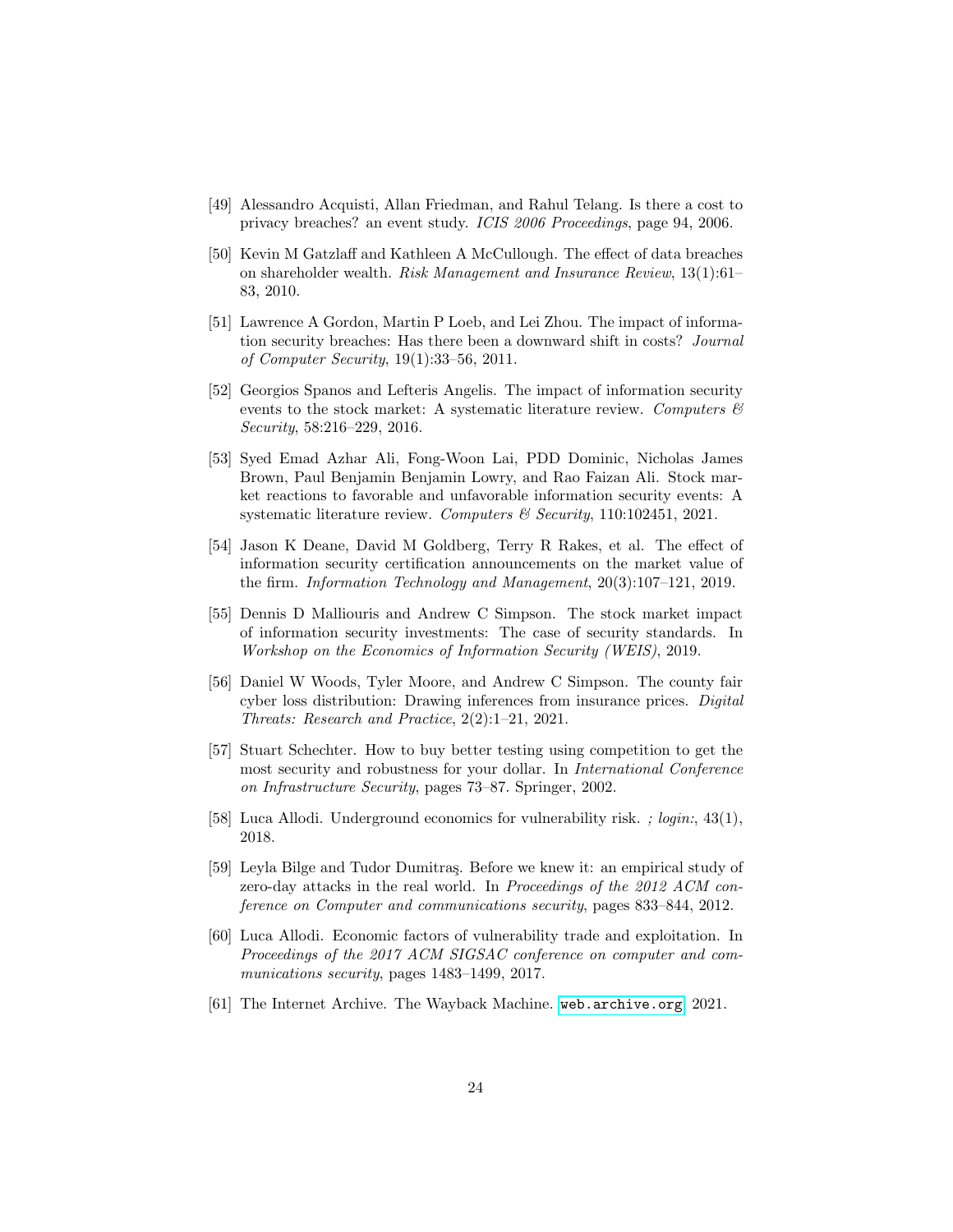[49] Alessandro Acquisti, Allan Friedman, and Rahul Telang. Is there a cost to privacy breaches? an event study. *ICIS 2006 Proceedings*, page 94, 2006.

[50] Kevin M Gatzlaff and Kathleen A McCullough. The effect of data breaches on shareholder wealth. *Risk Management and Insurance Review*, 13(1):61–83, 2010.

[51] Lawrence A Gordon, Martin P Loeb, and Lei Zhou. The impact of information security breaches: Has there been a downward shift in costs? *Journal of Computer Security*, 19(1):33–56, 2011.

[52] Georgios Spanos and Lefteris Angelis. The impact of information security events to the stock market: A systematic literature review. *Computers & Security*, 58:216–229, 2016.

[53] Syed Emad Azhar Ali, Fong-Woon Lai, PDD Dominic, Nicholas James Brown, Paul Benjamin Benjamin Lowry, and Rao Faizan Ali. Stock market reactions to favorable and unfavorable information security events: A systematic literature review. *Computers & Security*, 110:102451, 2021.

[54] Jason K Deane, David M Goldberg, Terry R Rakes, et al. The effect of information security certification announcements on the market value of the firm. *Information Technology and Management*, 20(3):107–121, 2019.

[55] Dennis D Malliouris and Andrew C Simpson. The stock market impact of information security investments: The case of security standards. In *Workshop on the Economics of Information Security (WEIS)*, 2019.

[56] Daniel W Woods, Tyler Moore, and Andrew C Simpson. The county fair cyber loss distribution: Drawing inferences from insurance prices. *Digital Threats: Research and Practice*, 2(2):1–21, 2021.

[57] Stuart Schechter. How to buy better testing using competition to get the most security and robustness for your dollar. In *International Conference on Infrastructure Security*, pages 73–87. Springer, 2002.

[58] Luca Allodi. Underground economics for vulnerability risk. *; login:*, 43(1), 2018.

[59] Leyla Bilge and Tudor Dumitraş. Before we knew it: an empirical study of zero-day attacks in the real world. In *Proceedings of the 2012 ACM conference on Computer and communications security*, pages 833–844, 2012.

[60] Luca Allodi. Economic factors of vulnerability trade and exploitation. In *Proceedings of the 2017 ACM SIGSAC conference on computer and communications security*, pages 1483–1499, 2017.

[61] The Internet Archive. The Wayback Machine. web.archive.org, 2021.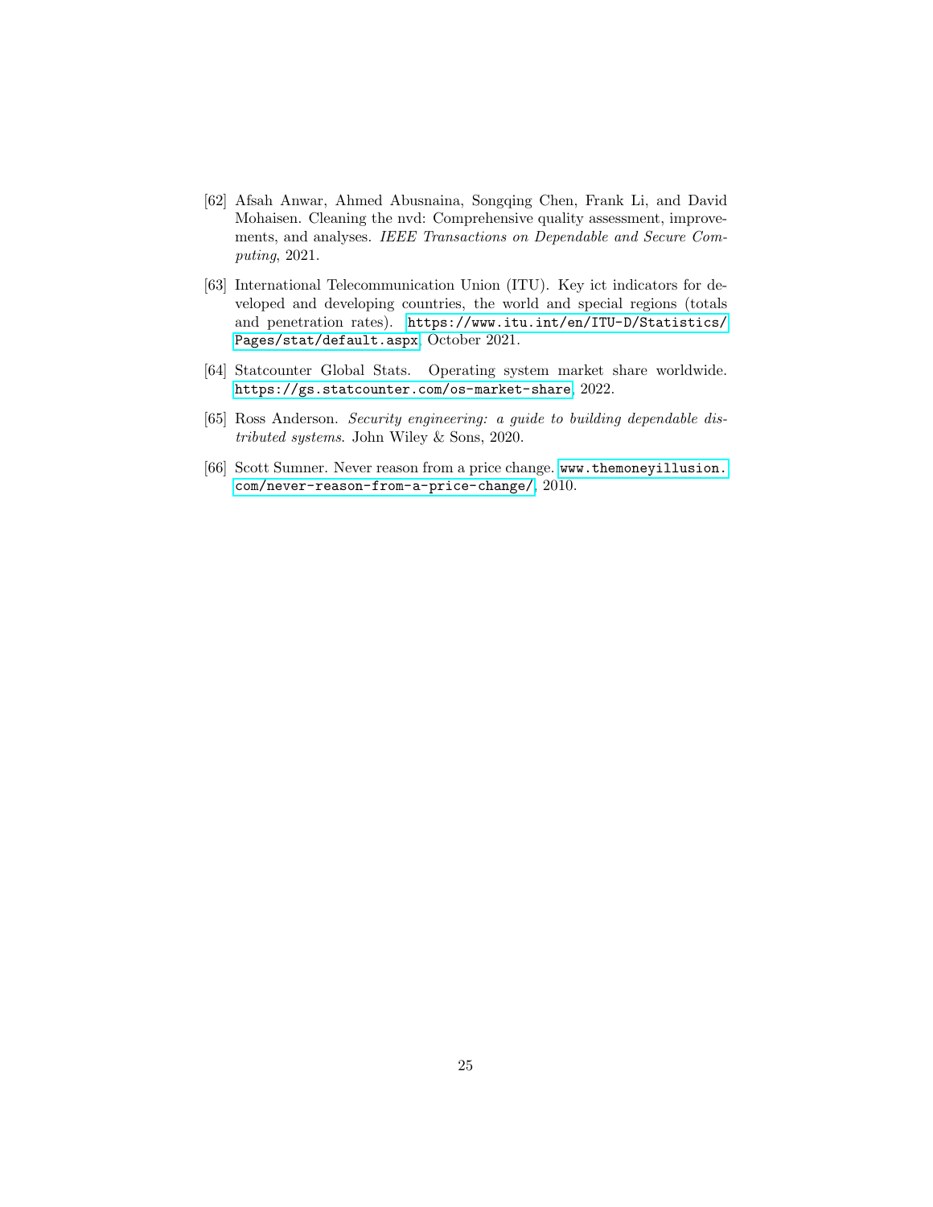[62] Afsah Anwar, Ahmed Abusnaina, Songqing Chen, Frank Li, and David Mohaisen. Cleaning the nvd: Comprehensive quality assessment, improvements, and analyses. *IEEE Transactions on Dependable and Secure Computing*, 2021.

[63] International Telecommunication Union (ITU). Key ict indicators for developed and developing countries, the world and special regions (totals and penetration rates). https://www.itu.int/en/ITU-D/Statistics/Pages/stat/default.aspx, October 2021.

[64] Statcounter Global Stats. Operating system market share worldwide. https://gs.statcounter.com/os-market-share, 2022.

[65] Ross Anderson. *Security engineering: a guide to building dependable distributed systems*. John Wiley & Sons, 2020.

[66] Scott Sumner. Never reason from a price change. www.themoneyillusion.com/never-reason-from-a-price-change/, 2010.